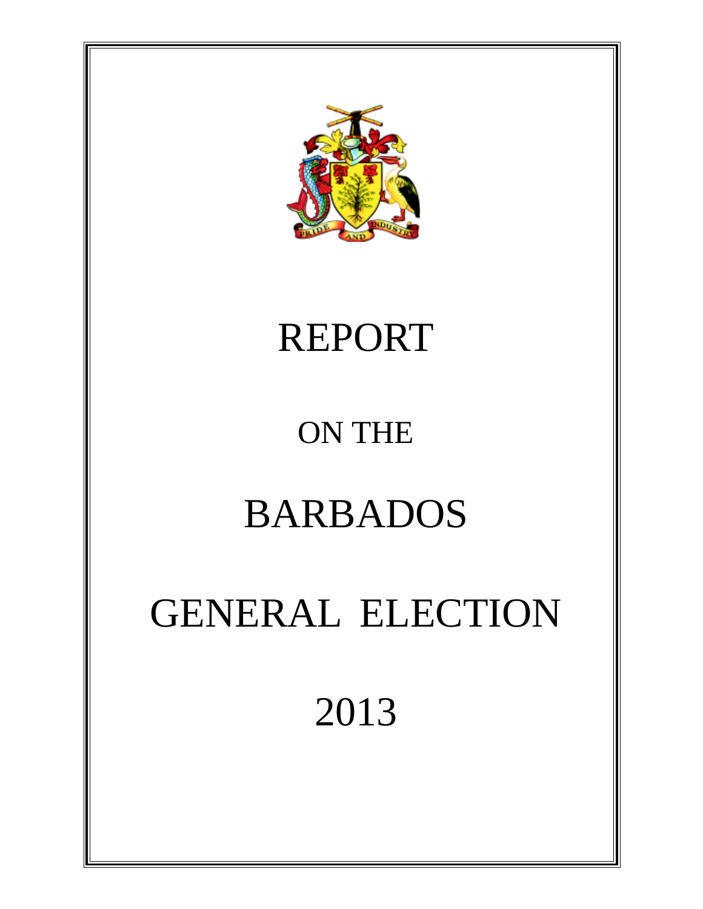# REPORT

## ON THE

# BARBADOS

# GENERAL ELECTION

# 2013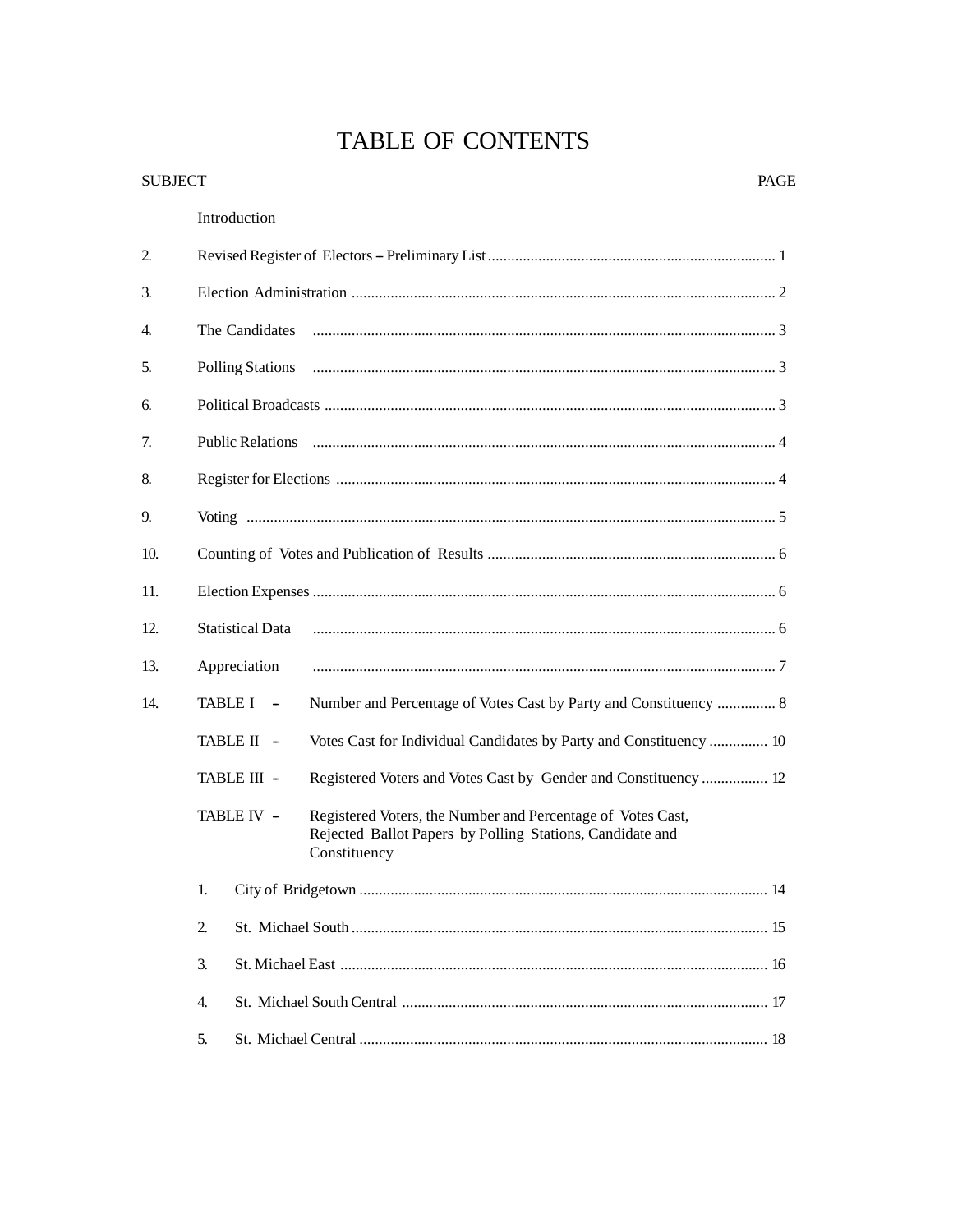# TABLE OF CONTENTS

| SUBJECT | | PAGE |
|---|---|---|
| | Introduction | |
| 2. | Revised Register of Electors – Preliminary List | 1 |
| 3. | Election Administration | 2 |
| 4. | The Candidates | 3 |
| 5. | Polling Stations | 3 |
| 6. | Political Broadcasts | 3 |
| 7. | Public Relations | 4 |
| 8. | Register for Elections | 4 |
| 9. | Voting | 5 |
| 10. | Counting of Votes and Publication of Results | 6 |
| 11. | Election Expenses | 6 |
| 12. | Statistical Data | 6 |
| 13. | Appreciation | 7 |
| 14. | TABLE I – Number and Percentage of Votes Cast by Party and Constituency | 8 |
| | TABLE II – Votes Cast for Individual Candidates by Party and Constituency | 10 |
| | TABLE III – Registered Voters and Votes Cast by Gender and Constituency | 12 |
| | TABLE IV – Registered Voters, the Number and Percentage of Votes Cast, Rejected Ballot Papers by Polling Stations, Candidate and Constituency | |
| | 1. City of Bridgetown | 14 |
| | 2. St. Michael South | 15 |
| | 3. St. Michael East | 16 |
| | 4. St. Michael South Central | 17 |
| | 5. St. Michael Central | 18 |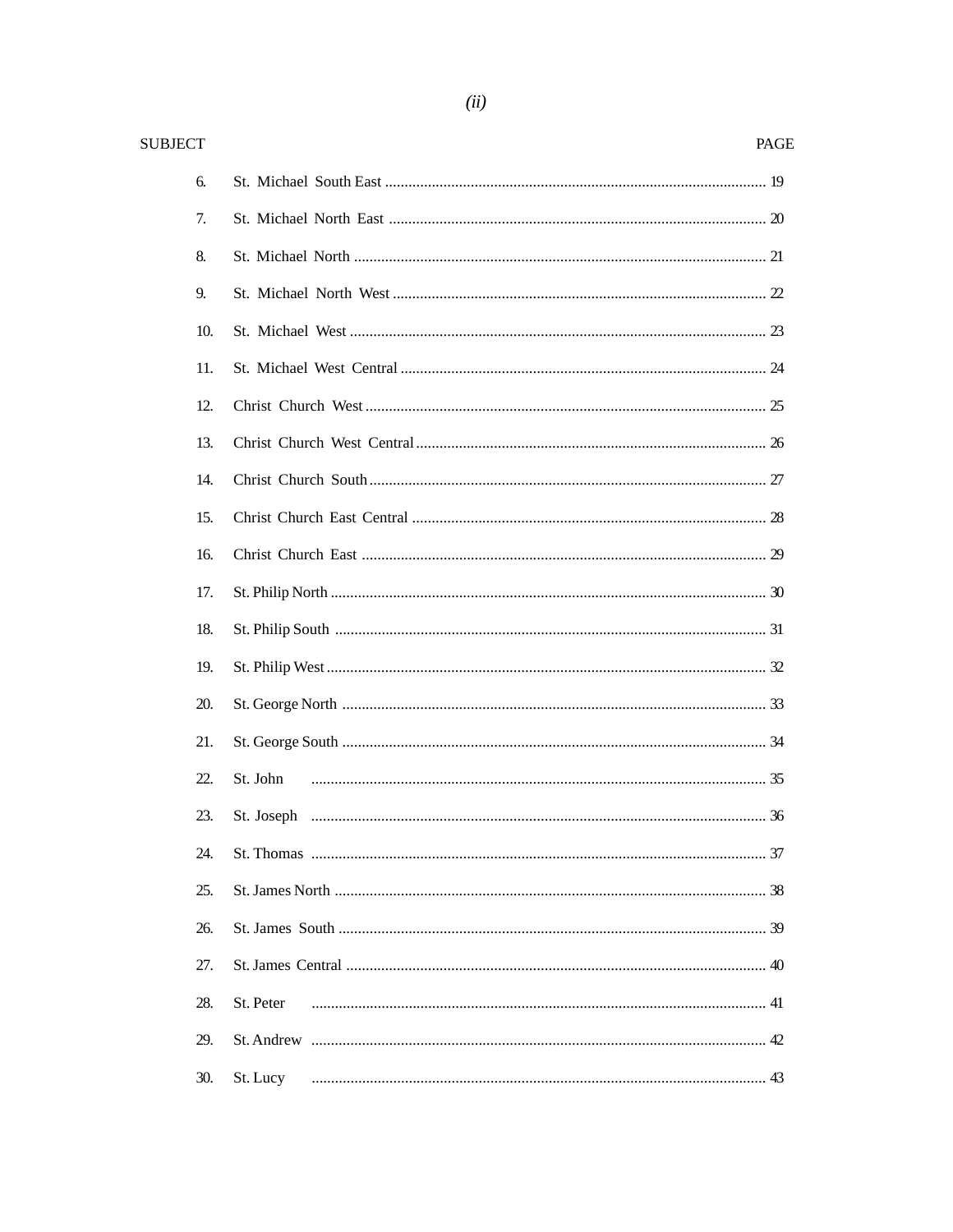| SUBJECT | | PAGE |
|---|---|---|
| 6. | St. Michael South East | 19 |
| 7. | St. Michael North East | 20 |
| 8. | St. Michael North | 21 |
| 9. | St. Michael North West | 22 |
| 10. | St. Michael West | 23 |
| 11. | St. Michael West Central | 24 |
| 12. | Christ Church West | 25 |
| 13. | Christ Church West Central | 26 |
| 14. | Christ Church South | 27 |
| 15. | Christ Church East Central | 28 |
| 16. | Christ Church East | 29 |
| 17. | St. Philip North | 30 |
| 18. | St. Philip South | 31 |
| 19. | St. Philip West | 32 |
| 20. | St. George North | 33 |
| 21. | St. George South | 34 |
| 22. | St. John | 35 |
| 23. | St. Joseph | 36 |
| 24. | St. Thomas | 37 |
| 25. | St. James North | 38 |
| 26. | St. James South | 39 |
| 27. | St. James Central | 40 |
| 28. | St. Peter | 41 |
| 29. | St. Andrew | 42 |
| 30. | St. Lucy | 43 |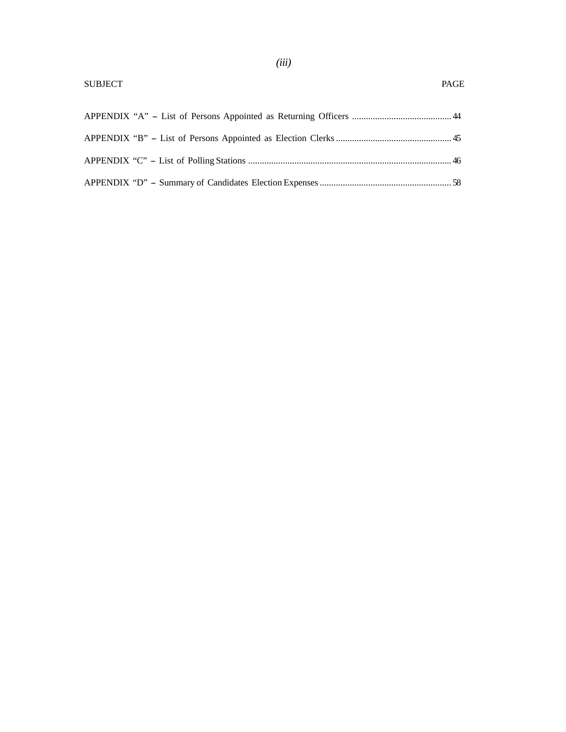| SUBJECT | PAGE |
|---|---|
| APPENDIX “A” – List of Persons Appointed as Returning Officers | 44 |
| APPENDIX “B” – List of Persons Appointed as Election Clerks | 45 |
| APPENDIX “C” – List of Polling Stations | 46 |
| APPENDIX “D” – Summary of Candidates Election Expenses | 58 |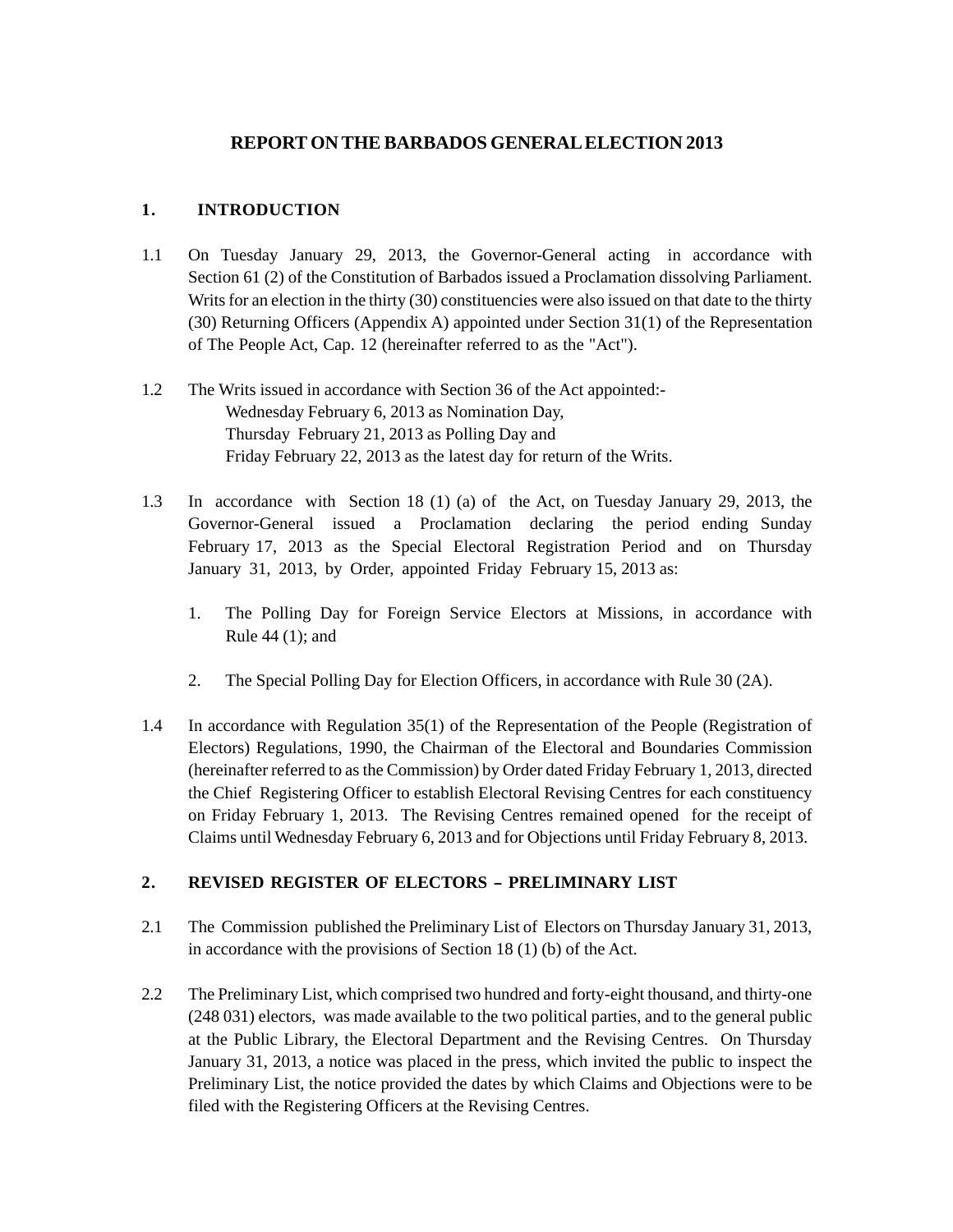# REPORT ON THE BARBADOS GENERAL ELECTION 2013

## 1. INTRODUCTION

1.1 On Tuesday January 29, 2013, the Governor-General acting in accordance with Section 61 (2) of the Constitution of Barbados issued a Proclamation dissolving Parliament. Writs for an election in the thirty (30) constituencies were also issued on that date to the thirty (30) Returning Officers (Appendix A) appointed under Section 31(1) of the Representation of The People Act, Cap. 12 (hereinafter referred to as the "Act").

1.2 The Writs issued in accordance with Section 36 of the Act appointed:-
Wednesday February 6, 2013 as Nomination Day,
Thursday February 21, 2013 as Polling Day and
Friday February 22, 2013 as the latest day for return of the Writs.

1.3 In accordance with Section 18 (1) (a) of the Act, on Tuesday January 29, 2013, the Governor-General issued a Proclamation declaring the period ending Sunday February 17, 2013 as the Special Electoral Registration Period and on Thursday January 31, 2013, by Order, appointed Friday February 15, 2013 as:

1. The Polling Day for Foreign Service Electors at Missions, in accordance with Rule 44 (1); and

2. The Special Polling Day for Election Officers, in accordance with Rule 30 (2A).

1.4 In accordance with Regulation 35(1) of the Representation of the People (Registration of Electors) Regulations, 1990, the Chairman of the Electoral and Boundaries Commission (hereinafter referred to as the Commission) by Order dated Friday February 1, 2013, directed the Chief Registering Officer to establish Electoral Revising Centres for each constituency on Friday February 1, 2013. The Revising Centres remained opened for the receipt of Claims until Wednesday February 6, 2013 and for Objections until Friday February 8, 2013.

## 2. REVISED REGISTER OF ELECTORS – PRELIMINARY LIST

2.1 The Commission published the Preliminary List of Electors on Thursday January 31, 2013, in accordance with the provisions of Section 18 (1) (b) of the Act.

2.2 The Preliminary List, which comprised two hundred and forty-eight thousand, and thirty-one (248 031) electors, was made available to the two political parties, and to the general public at the Public Library, the Electoral Department and the Revising Centres. On Thursday January 31, 2013, a notice was placed in the press, which invited the public to inspect the Preliminary List, the notice provided the dates by which Claims and Objections were to be filed with the Registering Officers at the Revising Centres.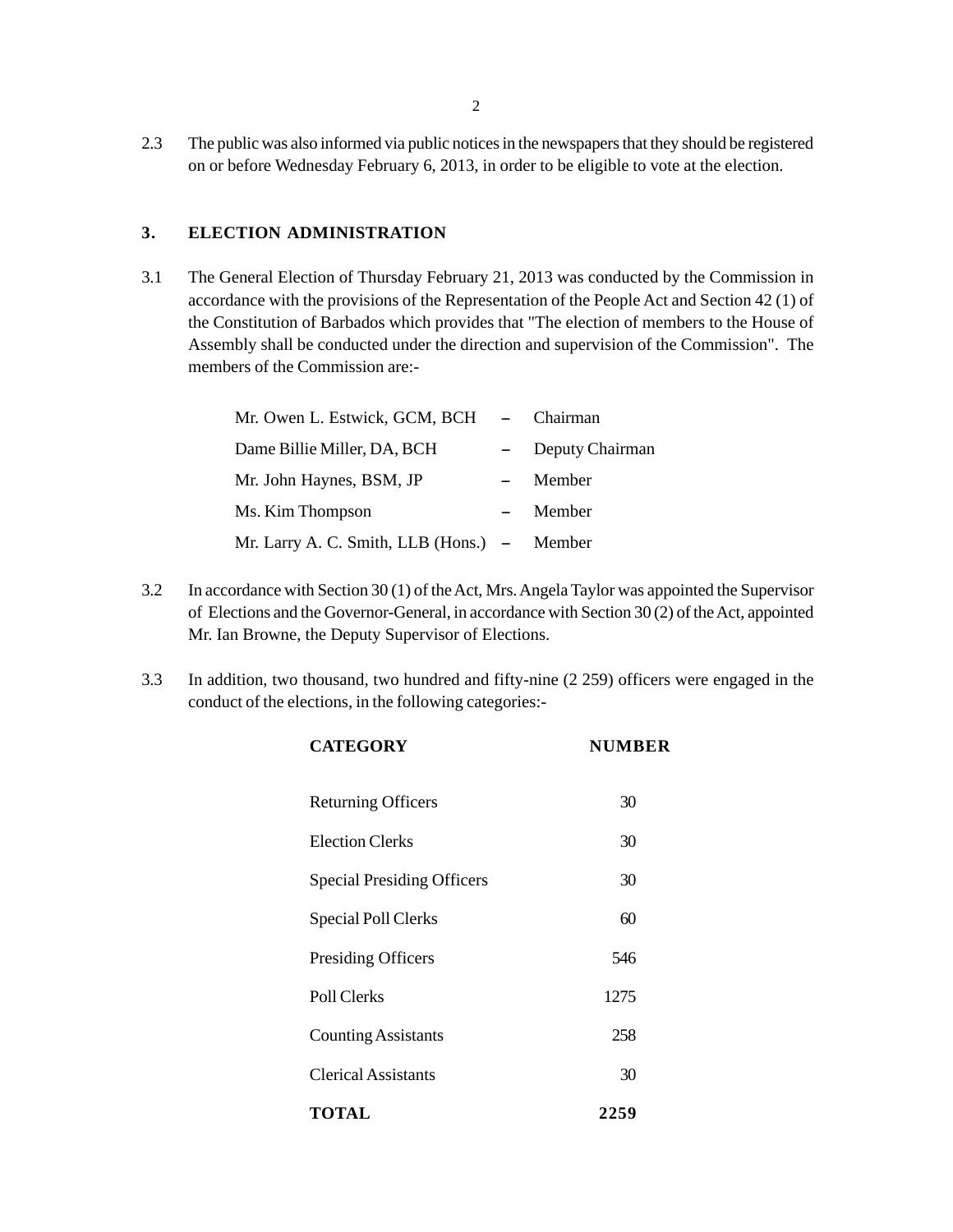2.3 The public was also informed via public notices in the newspapers that they should be registered on or before Wednesday February 6, 2013, in order to be eligible to vote at the election.

## 3. ELECTION ADMINISTRATION

3.1 The General Election of Thursday February 21, 2013 was conducted by the Commission in accordance with the provisions of the Representation of the People Act and Section 42 (1) of the Constitution of Barbados which provides that "The election of members to the House of Assembly shall be conducted under the direction and supervision of the Commission". The members of the Commission are:-

| | | |
|---|---|---|
| Mr. Owen L. Estwick, GCM, BCH | – | Chairman |
| Dame Billie Miller, DA, BCH | – | Deputy Chairman |
| Mr. John Haynes, BSM, JP | – | Member |
| Ms. Kim Thompson | – | Member |
| Mr. Larry A. C. Smith, LLB (Hons.) | – | Member |

3.2 In accordance with Section 30 (1) of the Act, Mrs. Angela Taylor was appointed the Supervisor of Elections and the Governor-General, in accordance with Section 30 (2) of the Act, appointed Mr. Ian Browne, the Deputy Supervisor of Elections.

3.3 In addition, two thousand, two hundred and fifty-nine (2 259) officers were engaged in the conduct of the elections, in the following categories:-

| CATEGORY | NUMBER |
|---|---|
| Returning Officers | 30 |
| Election Clerks | 30 |
| Special Presiding Officers | 30 |
| Special Poll Clerks | 60 |
| Presiding Officers | 546 |
| Poll Clerks | 1275 |
| Counting Assistants | 258 |
| Clerical Assistants | 30 |
| **TOTAL** | **2259** |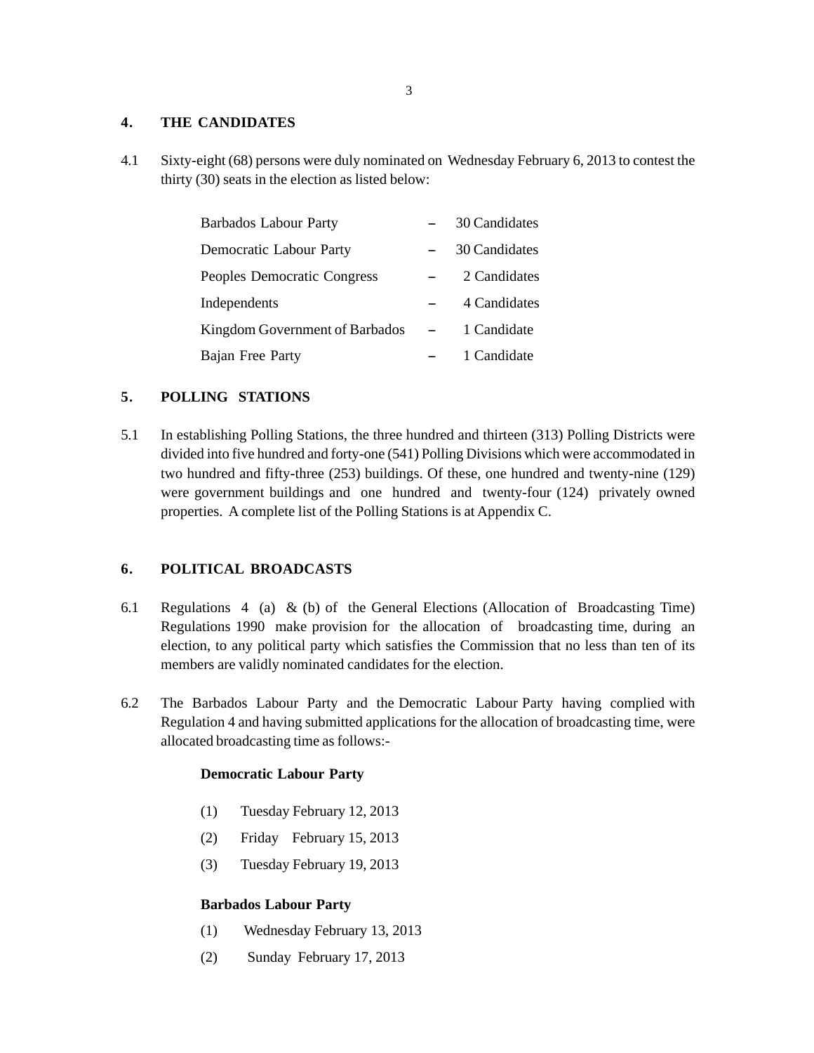## 4. THE CANDIDATES

4.1 Sixty-eight (68) persons were duly nominated on Wednesday February 6, 2013 to contest the thirty (30) seats in the election as listed below:

| | | |
|---|---|---|
| Barbados Labour Party | – | 30 Candidates |
| Democratic Labour Party | – | 30 Candidates |
| Peoples Democratic Congress | – | 2 Candidates |
| Independents | – | 4 Candidates |
| Kingdom Government of Barbados | – | 1 Candidate |
| Bajan Free Party | – | 1 Candidate |

## 5. POLLING STATIONS

5.1 In establishing Polling Stations, the three hundred and thirteen (313) Polling Districts were divided into five hundred and forty-one (541) Polling Divisions which were accommodated in two hundred and fifty-three (253) buildings. Of these, one hundred and twenty-nine (129) were government buildings and one hundred and twenty-four (124) privately owned properties. A complete list of the Polling Stations is at Appendix C.

## 6. POLITICAL BROADCASTS

6.1 Regulations 4 (a) & (b) of the General Elections (Allocation of Broadcasting Time) Regulations 1990 make provision for the allocation of broadcasting time, during an election, to any political party which satisfies the Commission that no less than ten of its members are validly nominated candidates for the election.

6.2 The Barbados Labour Party and the Democratic Labour Party having complied with Regulation 4 and having submitted applications for the allocation of broadcasting time, were allocated broadcasting time as follows:-

**Democratic Labour Party**

(1) Tuesday February 12, 2013

(2) Friday February 15, 2013

(3) Tuesday February 19, 2013

**Barbados Labour Party**

(1) Wednesday February 13, 2013

(2) Sunday February 17, 2013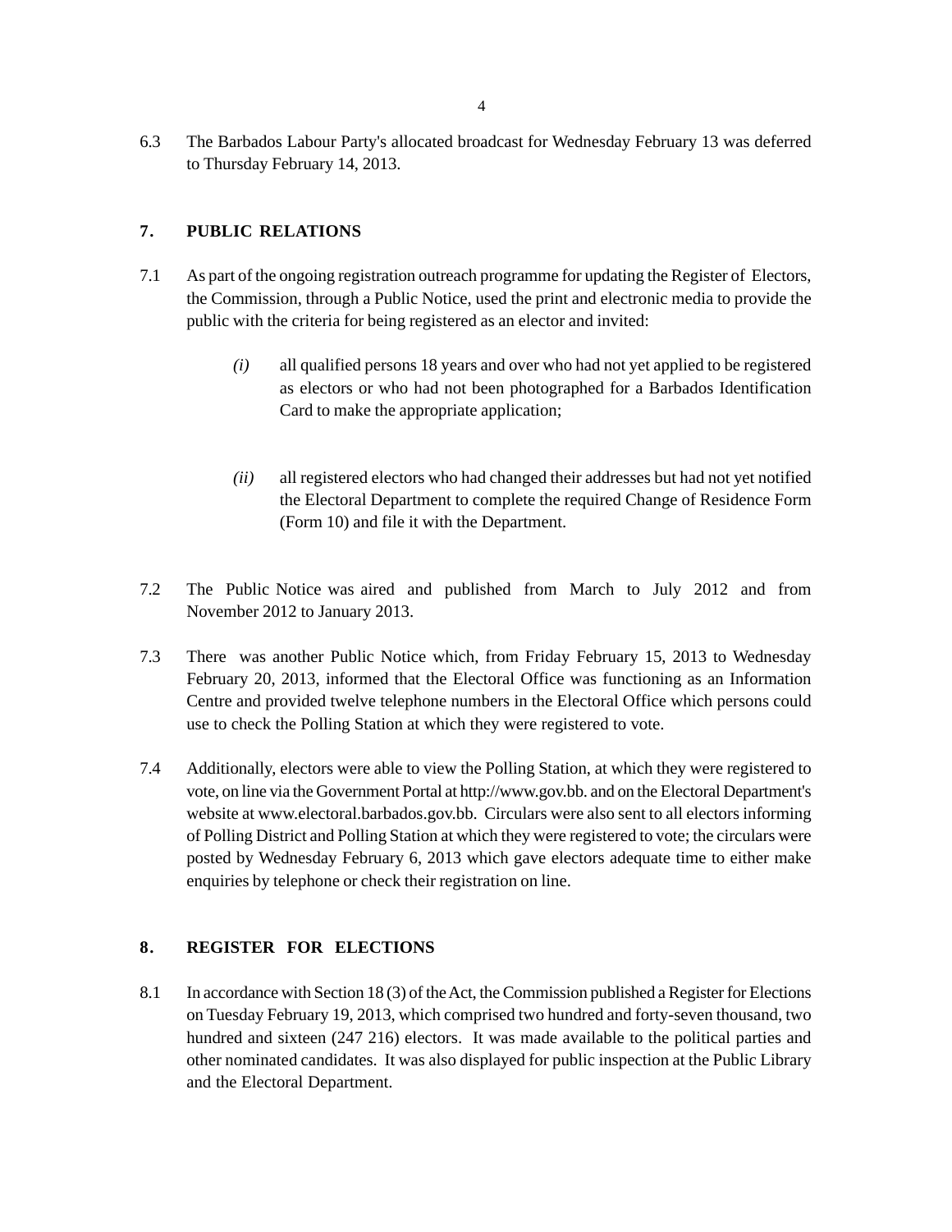6.3 The Barbados Labour Party's allocated broadcast for Wednesday February 13 was deferred to Thursday February 14, 2013.

## 7. PUBLIC RELATIONS

7.1 As part of the ongoing registration outreach programme for updating the Register of Electors, the Commission, through a Public Notice, used the print and electronic media to provide the public with the criteria for being registered as an elector and invited:

*(i)* all qualified persons 18 years and over who had not yet applied to be registered as electors or who had not been photographed for a Barbados Identification Card to make the appropriate application;

*(ii)* all registered electors who had changed their addresses but had not yet notified the Electoral Department to complete the required Change of Residence Form (Form 10) and file it with the Department.

7.2 The Public Notice was aired and published from March to July 2012 and from November 2012 to January 2013.

7.3 There was another Public Notice which, from Friday February 15, 2013 to Wednesday February 20, 2013, informed that the Electoral Office was functioning as an Information Centre and provided twelve telephone numbers in the Electoral Office which persons could use to check the Polling Station at which they were registered to vote.

7.4 Additionally, electors were able to view the Polling Station, at which they were registered to vote, on line via the Government Portal at http://www.gov.bb. and on the Electoral Department's website at www.electoral.barbados.gov.bb. Circulars were also sent to all electors informing of Polling District and Polling Station at which they were registered to vote; the circulars were posted by Wednesday February 6, 2013 which gave electors adequate time to either make enquiries by telephone or check their registration on line.

## 8. REGISTER FOR ELECTIONS

8.1 In accordance with Section 18 (3) of the Act, the Commission published a Register for Elections on Tuesday February 19, 2013, which comprised two hundred and forty-seven thousand, two hundred and sixteen (247 216) electors. It was made available to the political parties and other nominated candidates. It was also displayed for public inspection at the Public Library and the Electoral Department.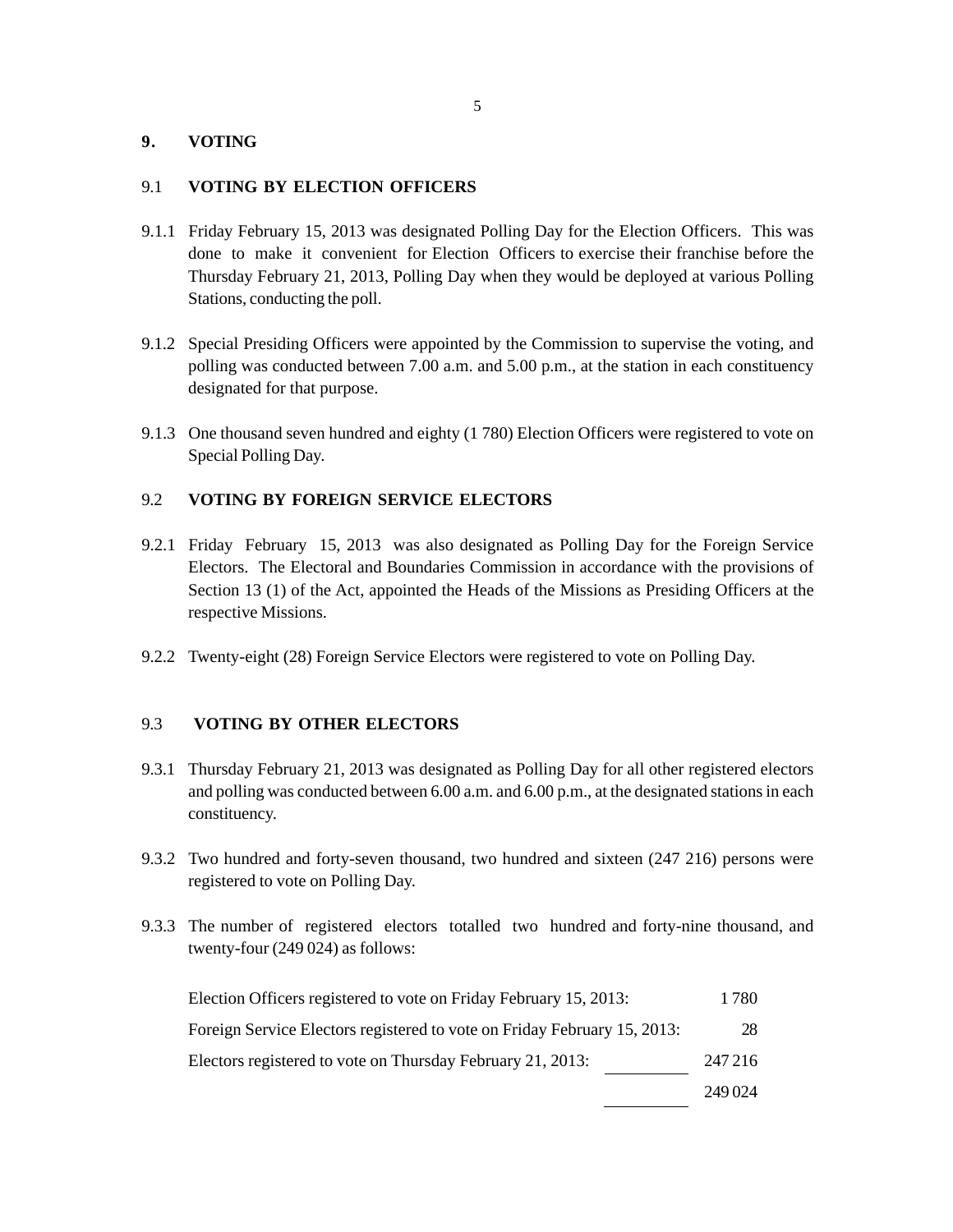## 9. VOTING

### 9.1 VOTING BY ELECTION OFFICERS

9.1.1 Friday February 15, 2013 was designated Polling Day for the Election Officers. This was done to make it convenient for Election Officers to exercise their franchise before the Thursday February 21, 2013, Polling Day when they would be deployed at various Polling Stations, conducting the poll.

9.1.2 Special Presiding Officers were appointed by the Commission to supervise the voting, and polling was conducted between 7.00 a.m. and 5.00 p.m., at the station in each constituency designated for that purpose.

9.1.3 One thousand seven hundred and eighty (1 780) Election Officers were registered to vote on Special Polling Day.

### 9.2 VOTING BY FOREIGN SERVICE ELECTORS

9.2.1 Friday February 15, 2013 was also designated as Polling Day for the Foreign Service Electors. The Electoral and Boundaries Commission in accordance with the provisions of Section 13 (1) of the Act, appointed the Heads of the Missions as Presiding Officers at the respective Missions.

9.2.2 Twenty-eight (28) Foreign Service Electors were registered to vote on Polling Day.

### 9.3 VOTING BY OTHER ELECTORS

9.3.1 Thursday February 21, 2013 was designated as Polling Day for all other registered electors and polling was conducted between 6.00 a.m. and 6.00 p.m., at the designated stations in each constituency.

9.3.2 Two hundred and forty-seven thousand, two hundred and sixteen (247 216) persons were registered to vote on Polling Day.

9.3.3 The number of registered electors totalled two hundred and forty-nine thousand, and twenty-four (249 024) as follows:

| | |
|---|---|
| Election Officers registered to vote on Friday February 15, 2013: | 1 780 |
| Foreign Service Electors registered to vote on Friday February 15, 2013: | 28 |
| Electors registered to vote on Thursday February 21, 2013: | 247 216 |
| | 249 024 |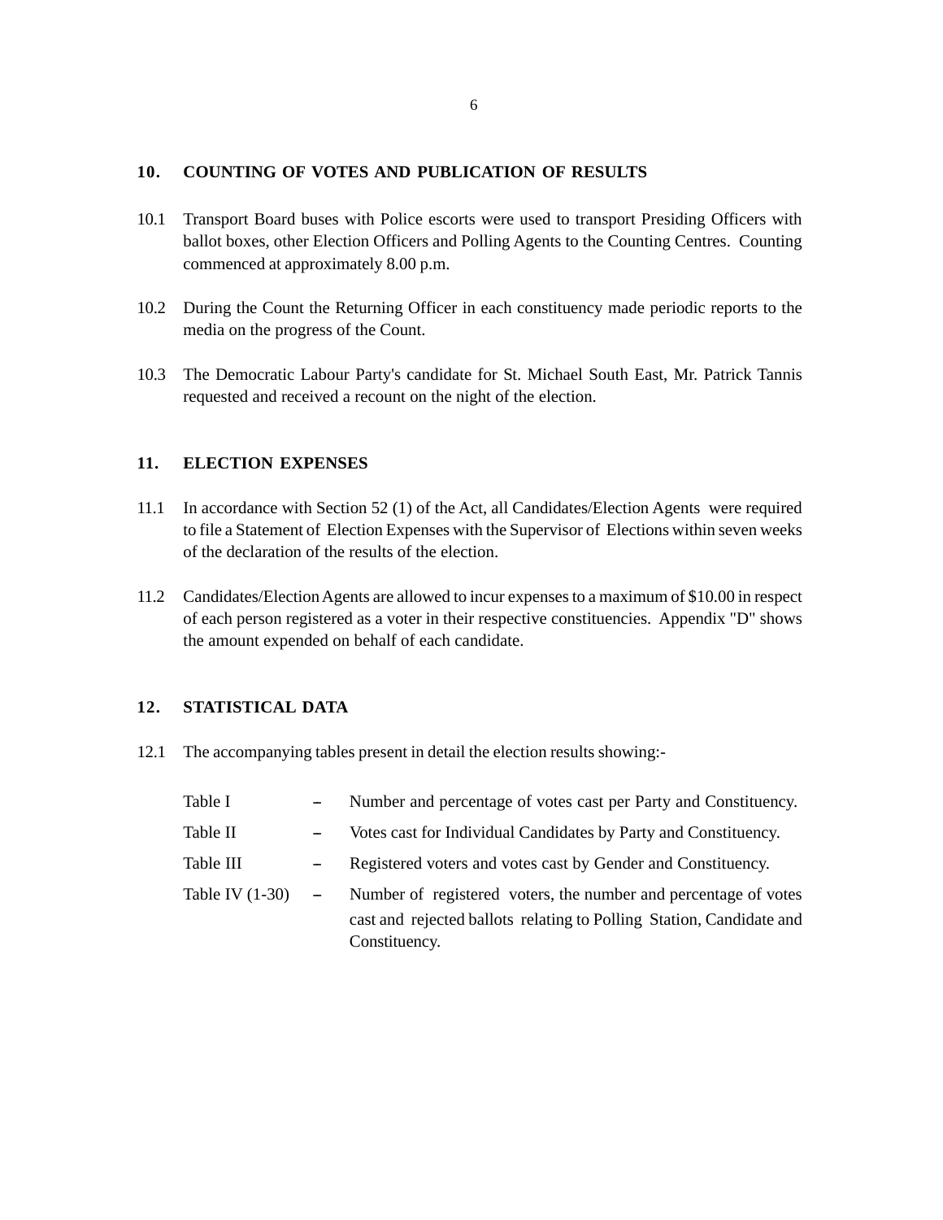## 10. COUNTING OF VOTES AND PUBLICATION OF RESULTS

10.1 Transport Board buses with Police escorts were used to transport Presiding Officers with ballot boxes, other Election Officers and Polling Agents to the Counting Centres. Counting commenced at approximately 8.00 p.m.

10.2 During the Count the Returning Officer in each constituency made periodic reports to the media on the progress of the Count.

10.3 The Democratic Labour Party's candidate for St. Michael South East, Mr. Patrick Tannis requested and received a recount on the night of the election.

## 11. ELECTION EXPENSES

11.1 In accordance with Section 52 (1) of the Act, all Candidates/Election Agents were required to file a Statement of Election Expenses with the Supervisor of Elections within seven weeks of the declaration of the results of the election.

11.2 Candidates/Election Agents are allowed to incur expenses to a maximum of $10.00 in respect of each person registered as a voter in their respective constituencies. Appendix "D" shows the amount expended on behalf of each candidate.

## 12. STATISTICAL DATA

12.1 The accompanying tables present in detail the election results showing:-

| | | |
|---|---|---|
| Table I | – | Number and percentage of votes cast per Party and Constituency. |
| Table II | – | Votes cast for Individual Candidates by Party and Constituency. |
| Table III | – | Registered voters and votes cast by Gender and Constituency. |
| Table IV (1-30) | – | Number of registered voters, the number and percentage of votes cast and rejected ballots relating to Polling Station, Candidate and Constituency. |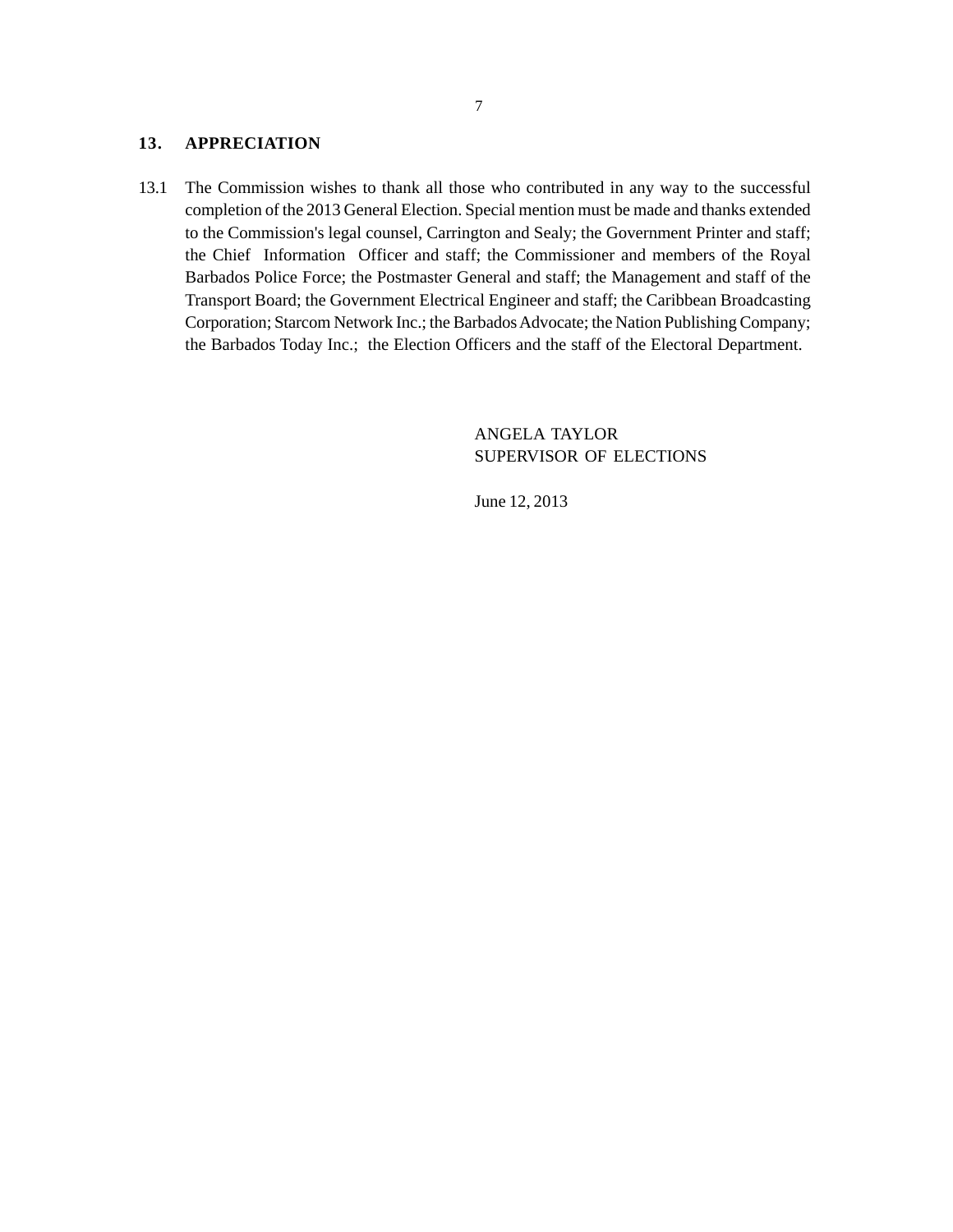## 13. APPRECIATION

13.1 The Commission wishes to thank all those who contributed in any way to the successful completion of the 2013 General Election. Special mention must be made and thanks extended to the Commission's legal counsel, Carrington and Sealy; the Government Printer and staff; the Chief Information Officer and staff; the Commissioner and members of the Royal Barbados Police Force; the Postmaster General and staff; the Management and staff of the Transport Board; the Government Electrical Engineer and staff; the Caribbean Broadcasting Corporation; Starcom Network Inc.; the Barbados Advocate; the Nation Publishing Company; the Barbados Today Inc.; the Election Officers and the staff of the Electoral Department.

ANGELA TAYLOR
SUPERVISOR OF ELECTIONS

June 12, 2013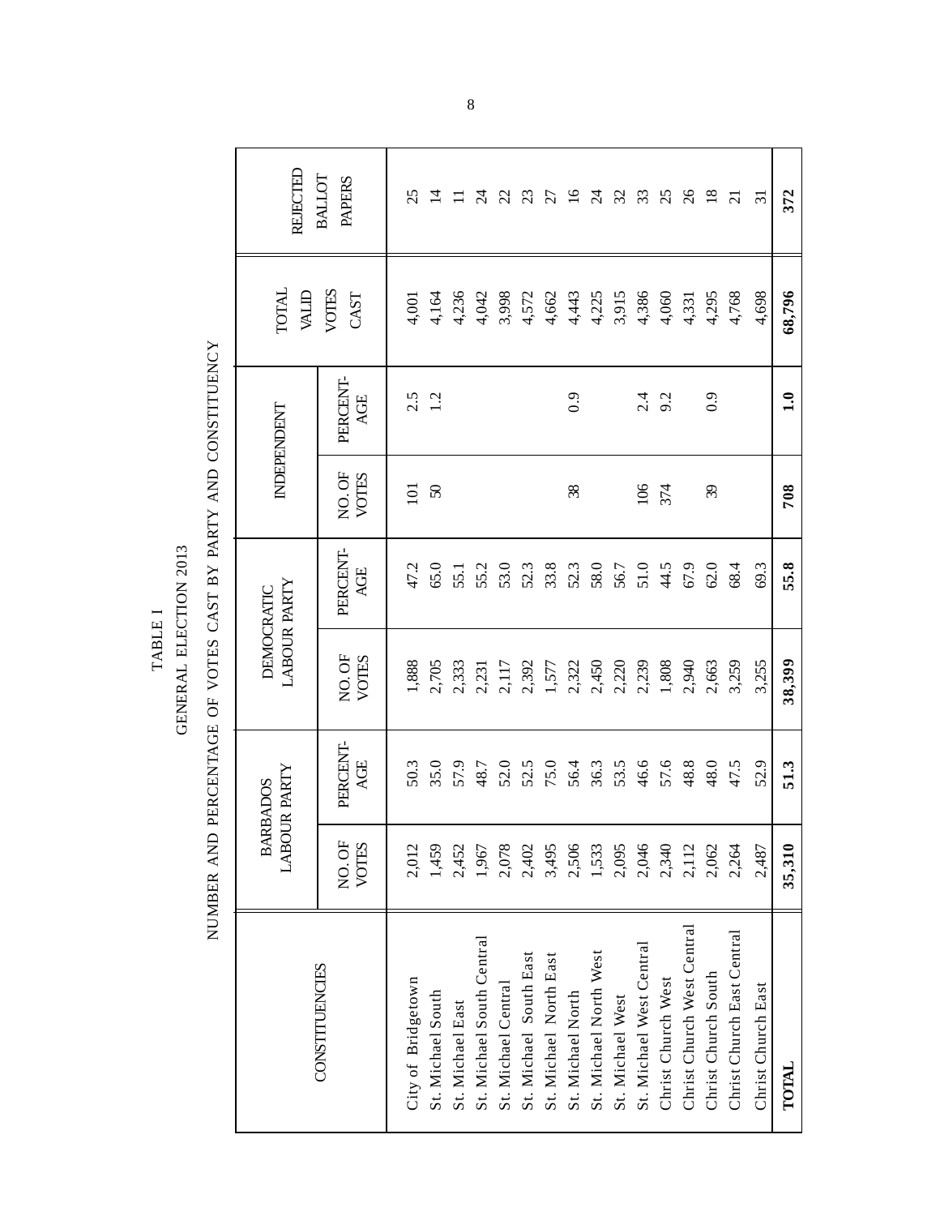# TABLE I

## GENERAL ELECTION 2013

## NUMBER AND PERCENTAGE OF VOTES CAST BY PARTY AND CONSTITUENCY

| CONSTITUENCIES | BARBADOS LABOUR PARTY | | DEMOCRATIC LABOUR PARTY | | INDEPENDENT | | TOTAL VALID VOTES CAST | REJECTED BALLOT PAPERS |
|---|---|---|---|---|---|---|---|---|
| | NO. OF VOTES | PERCENT-AGE | NO. OF VOTES | PERCENT-AGE | NO. OF VOTES | PERCENT-AGE | | |
| City of Bridgetown | 2,012 | 50.3 | 1,888 | 47.2 | 101 | 2.5 | 4,001 | 25 |
| St. Michael South | 1,459 | 35.0 | 2,705 | 65.0 | 50 | 1.2 | 4,164 | 14 |
| St. Michael East | 2,452 | 57.9 | 2,333 | 55.1 | | | 4,236 | 11 |
| St. Michael South Central | 1,967 | 48.7 | 2,231 | 55.2 | | | 4,042 | 24 |
| St. Michael Central | 2,078 | 52.0 | 2,117 | 53.0 | | | 3,998 | 22 |
| St. Michael South East | 2,402 | 52.5 | 2,392 | 52.3 | | | 4,572 | 23 |
| St. Michael North East | 3,495 | 75.0 | 1,577 | 33.8 | | | 4,662 | 27 |
| St. Michael North | 2,506 | 56.4 | 2,322 | 52.3 | 38 | 0.9 | 4,443 | 16 |
| St. Michael North West | 1,533 | 36.3 | 2,450 | 58.0 | | | 4,225 | 24 |
| St. Michael West | 2,095 | 53.5 | 2,220 | 56.7 | | | 3,915 | 32 |
| St. Michael West Central | 2,046 | 46.6 | 2,239 | 51.0 | 106 | 2.4 | 4,386 | 33 |
| Christ Church West | 2,340 | 57.6 | 1,808 | 44.5 | 374 | 9.2 | 4,060 | 25 |
| Christ Church West Central | 2,112 | 48.8 | 2,940 | 67.9 | | | 4,331 | 26 |
| Christ Church South | 2,062 | 48.0 | 2,663 | 62.0 | 39 | 0.9 | 4,295 | 18 |
| Christ Church East Central | 2,264 | 47.5 | 3,259 | 68.4 | | | 4,768 | 21 |
| Christ Church East | 2,487 | 52.9 | 3,255 | 69.3 | | | 4,698 | 31 |
| **TOTAL** | **35,310** | **51.3** | **38,399** | **55.8** | **708** | **1.0** | **68,796** | **372** |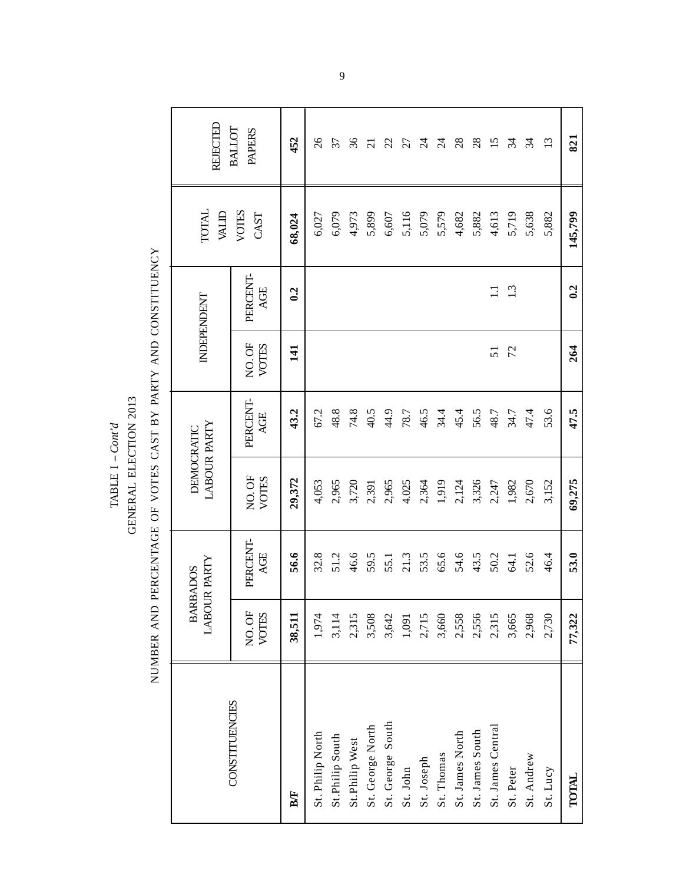TABLE I – *Cont'd*

GENERAL ELECTION 2013

NUMBER AND PERCENTAGE OF VOTES CAST BY PARTY AND CONSTITUENCY

| CONSTITUENCIES | BARBADOS LABOUR PARTY | | DEMOCRATIC LABOUR PARTY | | INDEPENDENT | | TOTAL VALID VOTES CAST | REJECTED BALLOT PAPERS |
|---|---|---|---|---|---|---|---|---|
| | NO. OF VOTES | PERCENT-AGE | NO. OF VOTES | PERCENT-AGE | NO. OF VOTES | PERCENT-AGE | | |
| **B/F** | **38,511** | **56.6** | **29,372** | **43.2** | **141** | **0.2** | **68,024** | **452** |
| St. Philip North | 1,974 | 32.8 | 4,053 | 67.2 | | | 6,027 | 26 |
| St.Philip South | 3,114 | 51.2 | 2,965 | 48.8 | | | 6,079 | 37 |
| St.Philip West | 2,315 | 46.6 | 3,720 | 74.8 | | | 4,973 | 36 |
| St. George North | 3,508 | 59.5 | 2,391 | 40.5 | | | 5,899 | 21 |
| St. George South | 3,642 | 55.1 | 2,965 | 44.9 | | | 6,607 | 22 |
| St. John | 1,091 | 21.3 | 4.025 | 78.7 | | | 5,116 | 27 |
| St. Joseph | 2,715 | 53.5 | 2,364 | 46.5 | | | 5,079 | 24 |
| St. Thomas | 3,660 | 65.6 | 1,919 | 34.4 | | | 5,579 | 24 |
| St. James North | 2,558 | 54.6 | 2,124 | 45.4 | | | 4,682 | 28 |
| St. James South | 2,556 | 43.5 | 3,326 | 56.5 | | | 5,882 | 28 |
| St. James Central | 2,315 | 50.2 | 2,247 | 48.7 | 51 | 1.1 | 4,613 | 15 |
| St. Peter | 3,665 | 64.1 | 1,982 | 34.7 | 72 | 1.3 | 5,719 | 34 |
| St. Andrew | 2,968 | 52.6 | 2,670 | 47.4 | | | 5,638 | 34 |
| St. Lucy | 2,730 | 46.4 | 3,152 | 53.6 | | | 5,882 | 13 |
| **TOTAL** | **77,322** | **53.0** | **69,275** | **47.5** | **264** | **0.2** | **145,799** | **821** |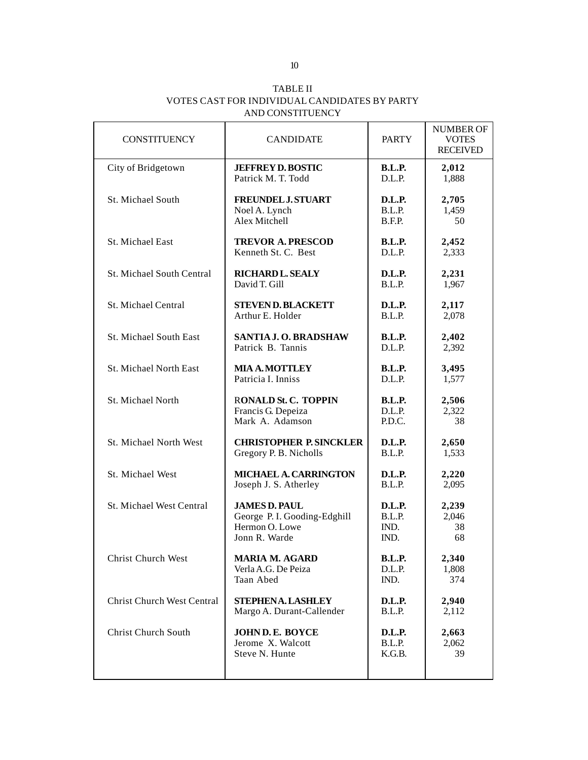## TABLE II
## VOTES CAST FOR INDIVIDUAL CANDIDATES BY PARTY AND CONSTITUENCY

| CONSTITUENCY | CANDIDATE | PARTY | NUMBER OF VOTES RECEIVED |
|---|---|---|---|
| City of Bridgetown | **JEFFREY D. BOSTIC** | **B.L.P.** | **2,012** |
| | Patrick M. T. Todd | D.L.P. | 1,888 |
| St. Michael South | **FREUNDEL J. STUART** | **D.L.P.** | **2,705** |
| | Noel A. Lynch | B.L.P. | 1,459 |
| | Alex Mitchell | B.F.P. | 50 |
| St. Michael East | **TREVOR A. PRESCOD** | **B.L.P.** | **2,452** |
| | Kenneth St. C. Best | D.L.P. | 2,333 |
| St. Michael South Central | **RICHARD L. SEALY** | **D.L.P.** | **2,231** |
| | David T. Gill | B.L.P. | 1,967 |
| St. Michael Central | **STEVEN D. BLACKETT** | **D.L.P.** | **2,117** |
| | Arthur E. Holder | B.L.P. | 2,078 |
| St. Michael South East | **SANTIA J. O. BRADSHAW** | **B.L.P.** | **2,402** |
| | Patrick B. Tannis | D.L.P. | 2,392 |
| St. Michael North East | **MIA A. MOTTLEY** | **B.L.P.** | **3,495** |
| | Patricia I. Inniss | D.L.P. | 1,577 |
| St. Michael North | R**ONALD St. C. TOPPIN** | **B.L.P.** | **2,506** |
| | Francis G. Depeiza | D.L.P. | 2,322 |
| | Mark A. Adamson | P.D.C. | 38 |
| St. Michael North West | **CHRISTOPHER P. SINCKLER** | **D.L.P.** | **2,650** |
| | Gregory P. B. Nicholls | B.L.P. | 1,533 |
| St. Michael West | **MICHAEL A. CARRINGTON** | **D.L.P.** | **2,220** |
| | Joseph J. S. Atherley | B.L.P. | 2,095 |
| St. Michael West Central | **JAMES D. PAUL** | **D.L.P.** | **2,239** |
| | George P. I. Gooding-Edghill | B.L.P. | 2,046 |
| | Hermon O. Lowe | IND. | 38 |
| | Jonn R. Warde | IND. | 68 |
| Christ Church West | **MARIA M. AGARD** | **B.L.P.** | **2,340** |
| | Verla A.G. De Peiza | D.L.P. | 1,808 |
| | Taan Abed | IND. | 374 |
| Christ Church West Central | **STEPHEN A. LASHLEY** | **D.L.P.** | **2,940** |
| | Margo A. Durant-Callender | B.L.P. | 2,112 |
| Christ Church South | **JOHN D. E. BOYCE** | **D.L.P.** | **2,663** |
| | Jerome X. Walcott | B.L.P. | 2,062 |
| | Steve N. Hunte | K.G.B. | 39 |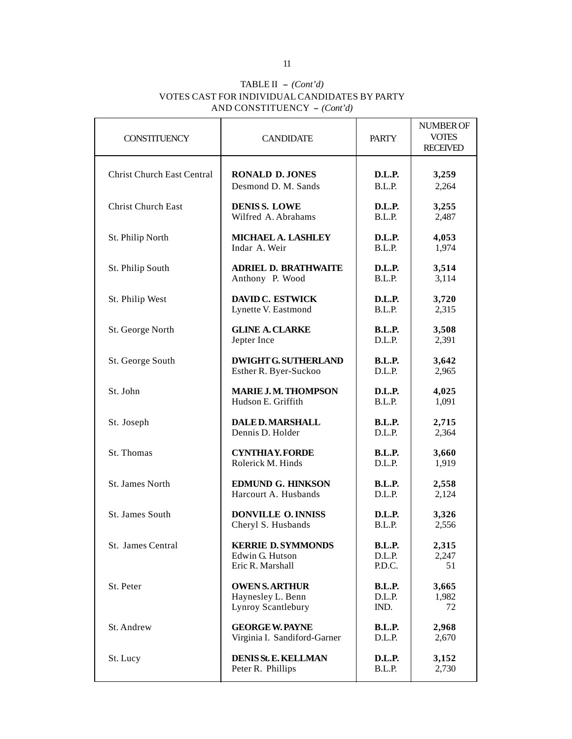TABLE II – *(Cont'd)*
VOTES CAST FOR INDIVIDUAL CANDIDATES BY PARTY
AND CONSTITUENCY – *(Cont'd)*

| CONSTITUENCY | CANDIDATE | PARTY | NUMBER OF VOTES RECEIVED |
|---|---|---|---|
| Christ Church East Central | **RONALD D. JONES** | **D.L.P.** | **3,259** |
| | Desmond D. M. Sands | B.L.P. | 2,264 |
| Christ Church East | **DENIS S. LOWE** | **D.L.P.** | **3,255** |
| | Wilfred A. Abrahams | B.L.P. | 2,487 |
| St. Philip North | **MICHAEL A. LASHLEY** | **D.L.P.** | **4,053** |
| | Indar A. Weir | B.L.P. | 1,974 |
| St. Philip South | **ADRIEL D. BRATHWAITE** | **D.L.P.** | **3,514** |
| | Anthony P. Wood | B.L.P. | 3,114 |
| St. Philip West | **DAVID C. ESTWICK** | **D.L.P.** | **3,720** |
| | Lynette V. Eastmond | B.L.P. | 2,315 |
| St. George North | **GLINE A. CLARKE** | **B.L.P.** | **3,508** |
| | Jepter Ince | D.L.P. | 2,391 |
| St. George South | **DWIGHT G. SUTHERLAND** | **B.L.P.** | **3,642** |
| | Esther R. Byer-Suckoo | D.L.P. | 2,965 |
| St. John | **MARIE J. M. THOMPSON** | **D.L.P.** | **4,025** |
| | Hudson E. Griffith | B.L.P. | 1,091 |
| St. Joseph | **DALE D. MARSHALL** | **B.L.P.** | **2,715** |
| | Dennis D. Holder | D.L.P. | 2,364 |
| St. Thomas | **CYNTHIA Y. FORDE** | **B.L.P.** | **3,660** |
| | Rolerick M. Hinds | D.L.P. | 1,919 |
| St. James North | **EDMUND G. HINKSON** | **B.L.P.** | **2,558** |
| | Harcourt A. Husbands | D.L.P. | 2,124 |
| St. James South | **DONVILLE O. INNISS** | **D.L.P.** | **3,326** |
| | Cheryl S. Husbands | B.L.P. | 2,556 |
| St. James Central | **KERRIE D. SYMMONDS** | **B.L.P.** | **2,315** |
| | Edwin G. Hutson | D.L.P. | 2,247 |
| | Eric R. Marshall | P.D.C. | 51 |
| St. Peter | **OWEN S. ARTHUR** | **B.L.P.** | **3,665** |
| | Haynesley L. Benn | D.L.P. | 1,982 |
| | Lynroy Scantlebury | IND. | 72 |
| St. Andrew | **GEORGE W. PAYNE** | **B.L.P.** | **2,968** |
| | Virginia I. Sandiford-Garner | D.L.P. | 2,670 |
| St. Lucy | **DENIS St. E. KELLMAN** | **D.L.P.** | **3,152** |
| | Peter R. Phillips | B.L.P. | 2,730 |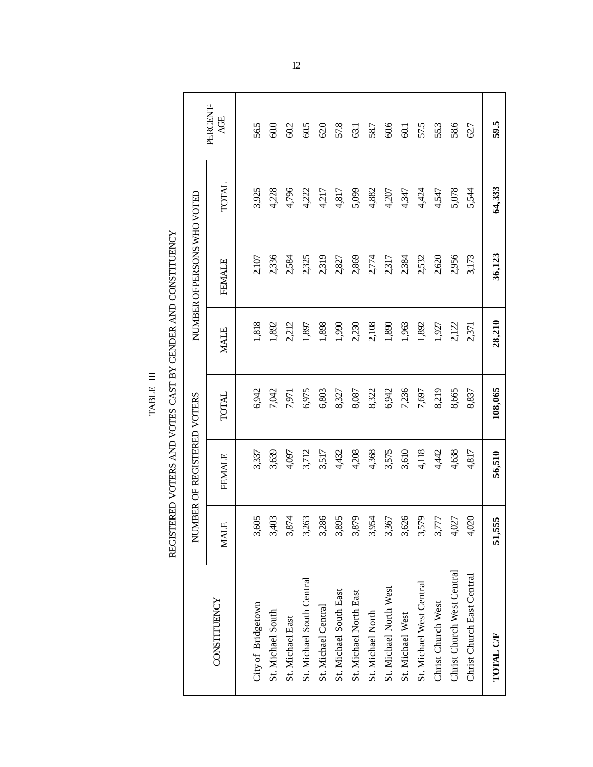TABLE III

REGISTERED VOTERS AND VOTES CAST BY GENDER AND CONSTITUENCY

| CONSTITUENCY | NUMBER OF REGISTERED VOTERS | | | NUMBER OF PERSONS WHO VOTED | | | PERCENT-AGE |
|---|---|---|---|---|---|---|---|
| | MALE | FEMALE | TOTAL | MALE | FEMALE | TOTAL | |
| City of Bridgetown | 3,605 | 3,337 | 6,942 | 1,818 | 2,107 | 3,925 | 56.5 |
| St. Michael South | 3,403 | 3,639 | 7,042 | 1,892 | 2,336 | 4,228 | 60.0 |
| St. Michael East | 3,874 | 4,097 | 7,971 | 2,212 | 2,584 | 4,796 | 60.2 |
| St. Michael South Central | 3,263 | 3,712 | 6,975 | 1,897 | 2,325 | 4,222 | 60.5 |
| St. Michael Central | 3,286 | 3,517 | 6,803 | 1,898 | 2,319 | 4,217 | 62.0 |
| St. Michael South East | 3,895 | 4,432 | 8,327 | 1,990 | 2,827 | 4,817 | 57.8 |
| St. Michael North East | 3,879 | 4,208 | 8,087 | 2,230 | 2,869 | 5,099 | 63.1 |
| St. Michael North | 3,954 | 4,368 | 8,322 | 2,108 | 2,774 | 4,882 | 58.7 |
| St. Michael North West | 3,367 | 3,575 | 6,942 | 1,890 | 2,317 | 4,207 | 60.6 |
| St. Michael West | 3,626 | 3,610 | 7,236 | 1,963 | 2,384 | 4,347 | 60.1 |
| St. Michael West Central | 3,579 | 4,118 | 7,697 | 1,892 | 2,532 | 4,424 | 57.5 |
| Christ Church West | 3,777 | 4,442 | 8,219 | 1,927 | 2,620 | 4,547 | 55.3 |
| Christ Church West Central | 4,027 | 4,638 | 8,665 | 2,122 | 2,956 | 5,078 | 58.6 |
| Christ Church East Central | 4,020 | 4,817 | 8,837 | 2,371 | 3,173 | 5,544 | 62.7 |
| **TOTAL C/F** | **51,555** | **56,510** | **108,065** | **28,210** | **36,123** | **64,333** | **59.5** |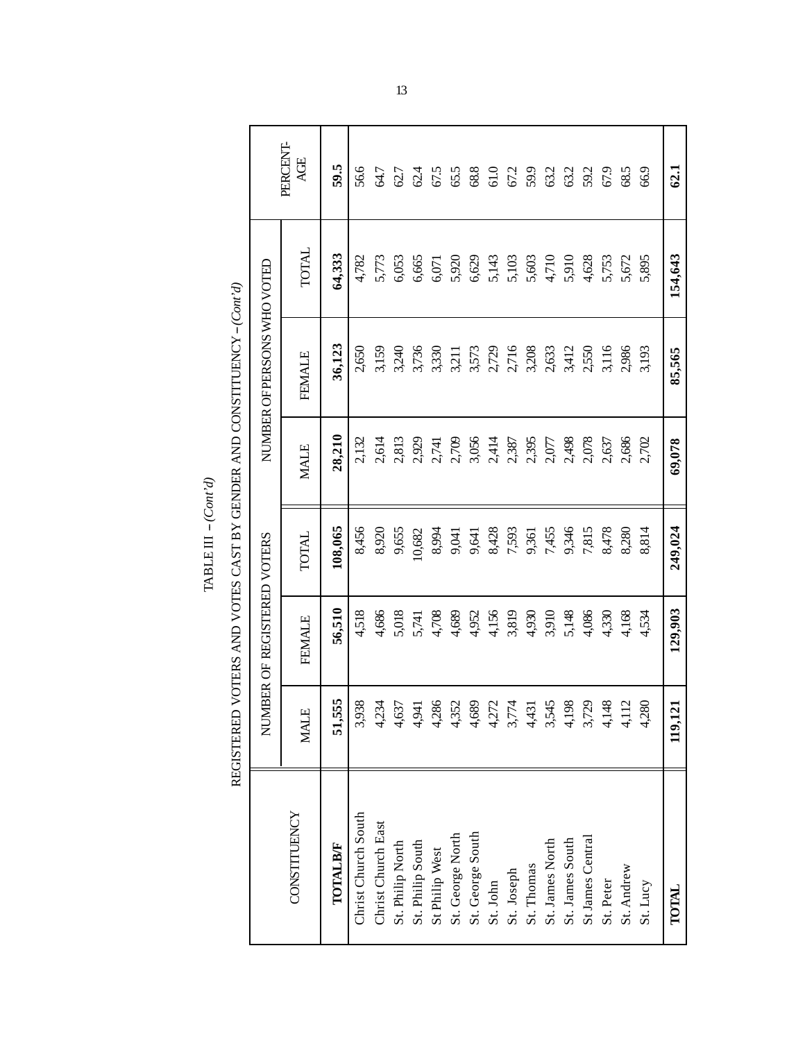TABLE III – *(Cont'd)*

REGISTERED VOTERS AND VOTES CAST BY GENDER AND CONSTITUENCY – *(Cont'd)*

| CONSTITUENCY | NUMBER OF REGISTERED VOTERS | | | NUMBER OF PERSONS WHO VOTED | | | PERCENT-AGE |
|---|---|---|---|---|---|---|---|
| | MALE | FEMALE | TOTAL | MALE | FEMALE | TOTAL | |
| **TOTAL B/F** | **51,555** | **56,510** | **108,065** | **28,210** | **36,123** | **64,333** | **59.5** |
| Christ Church South | 3,938 | 4,518 | 8,456 | 2,132 | 2,650 | 4,782 | 56.6 |
| Christ Church East | 4,234 | 4,686 | 8,920 | 2,614 | 3,159 | 5,773 | 64.7 |
| St. Philip North | 4,637 | 5,018 | 9,655 | 2,813 | 3,240 | 6,053 | 62.7 |
| St. Philip South | 4,941 | 5,741 | 10,682 | 2,929 | 3,736 | 6,665 | 62.4 |
| St Philip West | 4,286 | 4,708 | 8,994 | 2,741 | 3,330 | 6,071 | 67.5 |
| St. George North | 4,352 | 4,689 | 9,041 | 2,709 | 3,211 | 5,920 | 65.5 |
| St. George South | 4,689 | 4,952 | 9,641 | 3,056 | 3,573 | 6,629 | 68.8 |
| St. John | 4,272 | 4,156 | 8,428 | 2,414 | 2,729 | 5,143 | 61.0 |
| St. Joseph | 3,774 | 3,819 | 7,593 | 2,387 | 2,716 | 5,103 | 67.2 |
| St. Thomas | 4,431 | 4,930 | 9,361 | 2,395 | 3,208 | 5,603 | 59.9 |
| St. James North | 3,545 | 3,910 | 7,455 | 2,077 | 2,633 | 4,710 | 63.2 |
| St. James South | 4,198 | 5,148 | 9,346 | 2,498 | 3,412 | 5,910 | 63.2 |
| St James Central | 3,729 | 4,086 | 7,815 | 2,078 | 2,550 | 4,628 | 59.2 |
| St. Peter | 4,148 | 4,330 | 8,478 | 2,637 | 3,116 | 5,753 | 67.9 |
| St. Andrew | 4,112 | 4,168 | 8,280 | 2,686 | 2,986 | 5,672 | 68.5 |
| St. Lucy | 4,280 | 4,534 | 8,814 | 2,702 | 3,193 | 5,895 | 66.9 |
| **TOTAL** | **119,121** | **129,903** | **249,024** | **69,078** | **85,565** | **154,643** | **62.1** |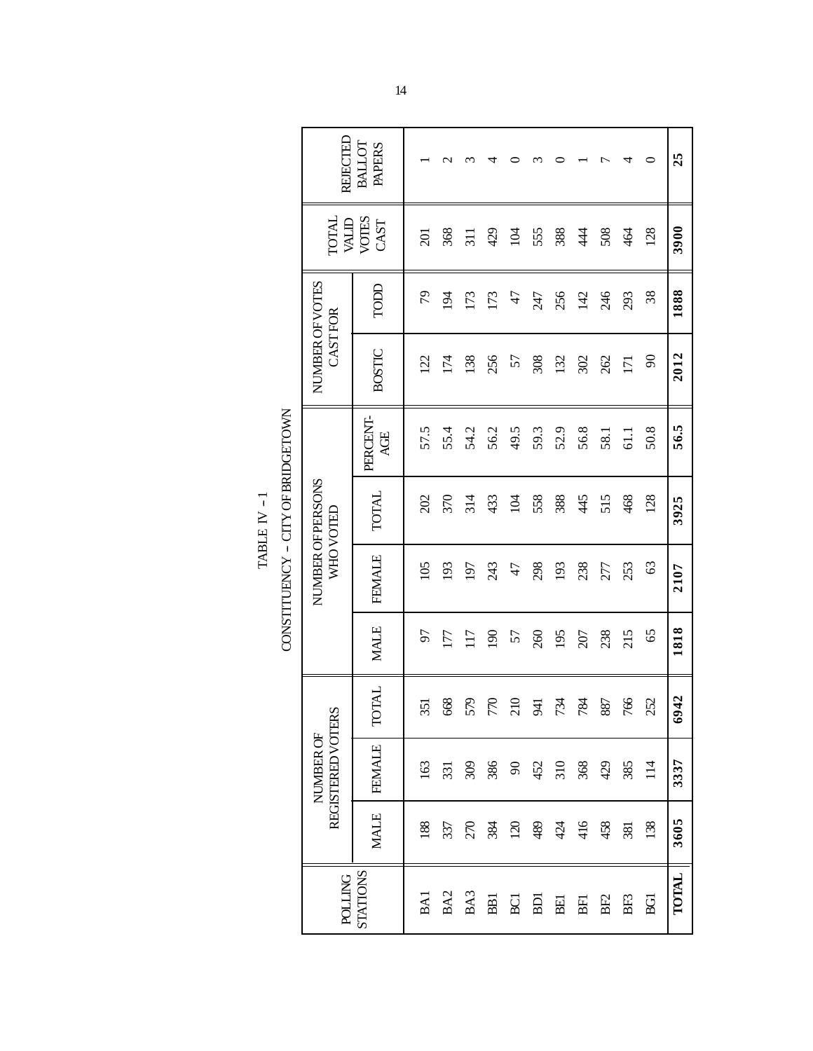TABLE IV – 1

CONSTITUENCY – CITY OF BRIDGETOWN

| POLLING STATIONS | NUMBER OF REGISTERED VOTERS | | | NUMBER OF PERSONS WHO VOTED | | | | NUMBER OF VOTES CAST FOR | | TOTAL VALID VOTES CAST | REJECTED BALLOT PAPERS |
|---|---|---|---|---|---|---|---|---|---|---|---|
| | MALE | FEMALE | TOTAL | MALE | FEMALE | TOTAL | PERCENT-AGE | BOSTIC | TODD | | |
| BA1 | 188 | 163 | 351 | 97 | 105 | 202 | 57.5 | 122 | 79 | 201 | 1 |
| BA2 | 337 | 331 | 668 | 177 | 193 | 370 | 55.4 | 174 | 194 | 368 | 2 |
| BA3 | 270 | 309 | 579 | 117 | 197 | 314 | 54.2 | 138 | 173 | 311 | 3 |
| BB1 | 384 | 386 | 770 | 190 | 243 | 433 | 56.2 | 256 | 173 | 429 | 4 |
| BC1 | 120 | 90 | 210 | 57 | 47 | 104 | 49.5 | 57 | 47 | 104 | 0 |
| BD1 | 489 | 452 | 941 | 260 | 298 | 558 | 59.3 | 308 | 247 | 555 | 3 |
| BE1 | 424 | 310 | 734 | 195 | 193 | 388 | 52.9 | 132 | 256 | 388 | 0 |
| BF1 | 416 | 368 | 784 | 207 | 238 | 445 | 56.8 | 302 | 142 | 444 | 1 |
| BF2 | 458 | 429 | 887 | 238 | 277 | 515 | 58.1 | 262 | 246 | 508 | 7 |
| BF3 | 381 | 385 | 766 | 215 | 253 | 468 | 61.1 | 171 | 293 | 464 | 4 |
| BG1 | 138 | 114 | 252 | 65 | 63 | 128 | 50.8 | 90 | 38 | 128 | 0 |
| **TOTAL** | **3605** | **3337** | **6942** | **1818** | **2107** | **3925** | **56.5** | **2012** | **1888** | **3900** | **25** |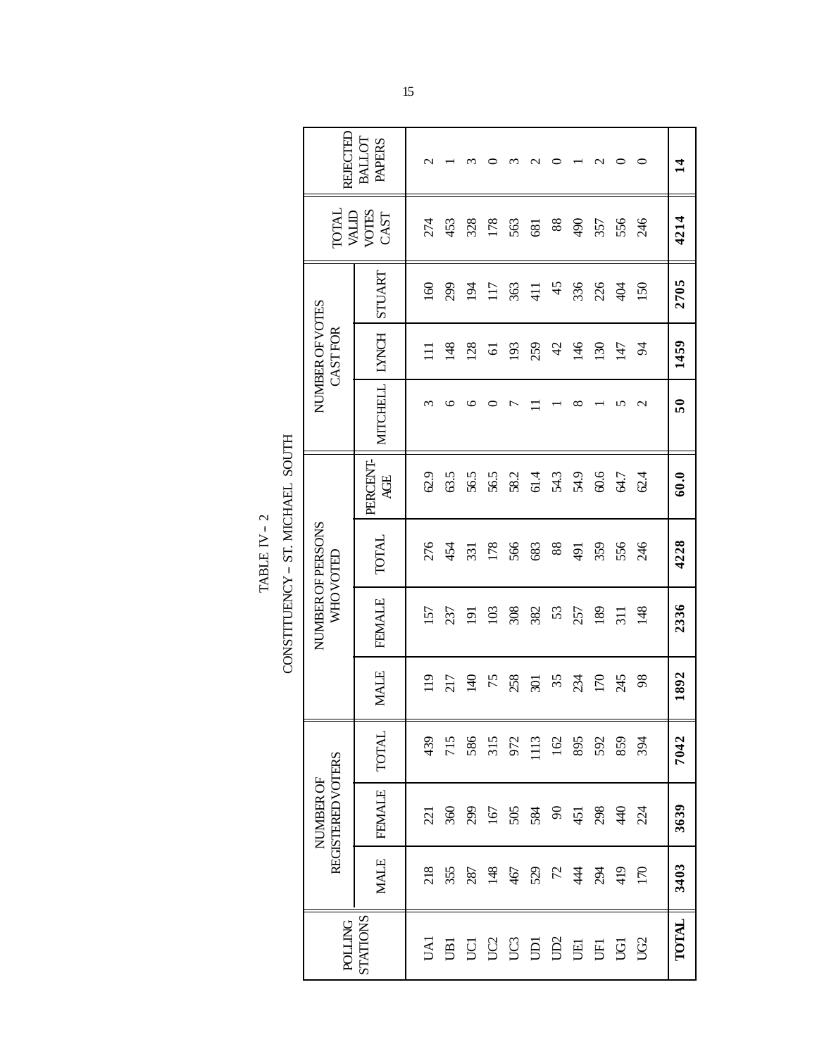# TABLE IV – 2

## CONSTITUENCY – ST. MICHAEL SOUTH

| POLLING STATIONS | NUMBER OF REGISTERED VOTERS | | | NUMBER OF PERSONS WHO VOTED | | | | NUMBER OF VOTES CAST FOR | | | TOTAL VALID VOTES CAST | REJECTED BALLOT PAPERS |
|---|---|---|---|---|---|---|---|---|---|---|---|---|
| | MALE | FEMALE | TOTAL | MALE | FEMALE | TOTAL | PERCENT-AGE | MITCHELL | LYNCH | STUART | | |
| UA1 | 218 | 221 | 439 | 119 | 157 | 276 | 62.9 | 3 | 111 | 160 | 274 | 2 |
| UB1 | 355 | 360 | 715 | 217 | 237 | 454 | 63.5 | 6 | 148 | 299 | 453 | 1 |
| UC1 | 287 | 299 | 586 | 140 | 191 | 331 | 56.5 | 6 | 128 | 194 | 328 | 3 |
| UC2 | 148 | 167 | 315 | 75 | 103 | 178 | 56.5 | 0 | 61 | 117 | 178 | 0 |
| UC3 | 467 | 505 | 972 | 258 | 308 | 566 | 58.2 | 7 | 193 | 363 | 563 | 3 |
| UD1 | 529 | 584 | 1113 | 301 | 382 | 683 | 61.4 | 11 | 259 | 411 | 681 | 2 |
| UD2 | 72 | 90 | 162 | 35 | 53 | 88 | 54.3 | 1 | 42 | 45 | 88 | 0 |
| UE1 | 444 | 451 | 895 | 234 | 257 | 491 | 54.9 | 8 | 146 | 336 | 490 | 1 |
| UF1 | 294 | 298 | 592 | 170 | 189 | 359 | 60.6 | 1 | 130 | 226 | 357 | 2 |
| UG1 | 419 | 440 | 859 | 245 | 311 | 556 | 64.7 | 5 | 147 | 404 | 556 | 0 |
| UG2 | 170 | 224 | 394 | 98 | 148 | 246 | 62.4 | 2 | 94 | 150 | 246 | 0 |
| **TOTAL** | **3403** | **3639** | **7042** | **1892** | **2336** | **4228** | **60.0** | **50** | **1459** | **2705** | **4214** | **14** |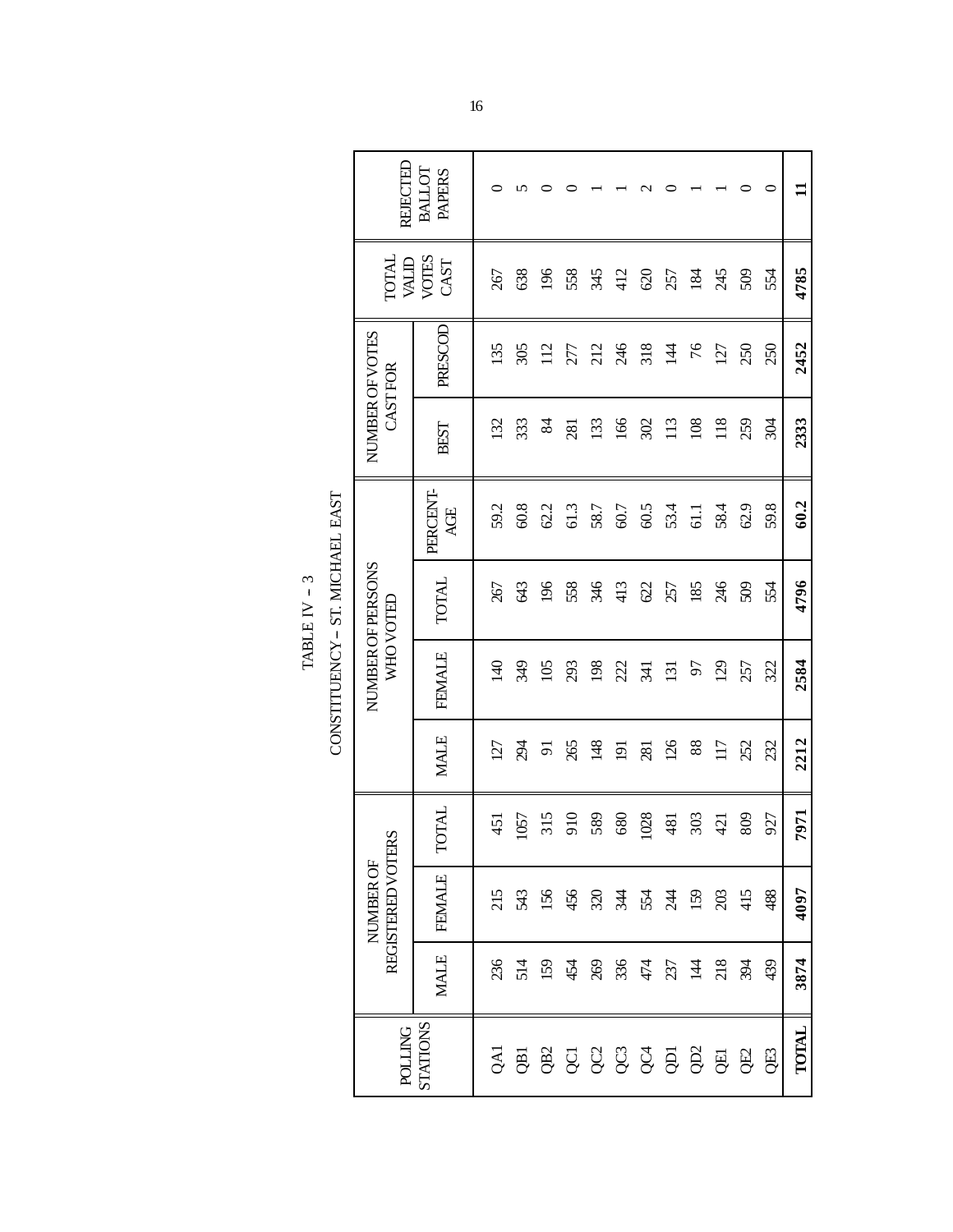TABLE IV – 3

CONSTITUENCY – ST. MICHAEL EAST

| POLLING STATIONS | NUMBER OF REGISTERED VOTERS | | | NUMBER OF PERSONS WHO VOTED | | | | NUMBER OF VOTES CAST FOR | | TOTAL VALID VOTES CAST | REJECTED BALLOT PAPERS |
|---|---|---|---|---|---|---|---|---|---|---|---|
| | MALE | FEMALE | TOTAL | MALE | FEMALE | TOTAL | PERCENT-AGE | BEST | PRESCOD | | |
| QA1 | 236 | 215 | 451 | 127 | 140 | 267 | 59.2 | 132 | 135 | 267 | 0 |
| QB1 | 514 | 543 | 1057 | 294 | 349 | 643 | 60.8 | 333 | 305 | 638 | 5 |
| QB2 | 159 | 156 | 315 | 91 | 105 | 196 | 62.2 | 84 | 112 | 196 | 0 |
| QC1 | 454 | 456 | 910 | 265 | 293 | 558 | 61.3 | 281 | 277 | 558 | 0 |
| QC2 | 269 | 320 | 589 | 148 | 198 | 346 | 58.7 | 133 | 212 | 345 | 1 |
| QC3 | 336 | 344 | 680 | 191 | 222 | 413 | 60.7 | 166 | 246 | 412 | 1 |
| QC4 | 474 | 554 | 1028 | 281 | 341 | 622 | 60.5 | 302 | 318 | 620 | 2 |
| QD1 | 237 | 244 | 481 | 126 | 131 | 257 | 53.4 | 113 | 144 | 257 | 0 |
| QD2 | 144 | 159 | 303 | 88 | 97 | 185 | 61.1 | 108 | 76 | 184 | 1 |
| QE1 | 218 | 203 | 421 | 117 | 129 | 246 | 58.4 | 118 | 127 | 245 | 1 |
| QE2 | 394 | 415 | 809 | 252 | 257 | 509 | 62.9 | 259 | 250 | 509 | 0 |
| QE3 | 439 | 488 | 927 | 232 | 322 | 554 | 59.8 | 304 | 250 | 554 | 0 |
| **TOTAL** | **3874** | **4097** | **7971** | **2212** | **2584** | **4796** | **60.2** | **2333** | **2452** | **4785** | **11** |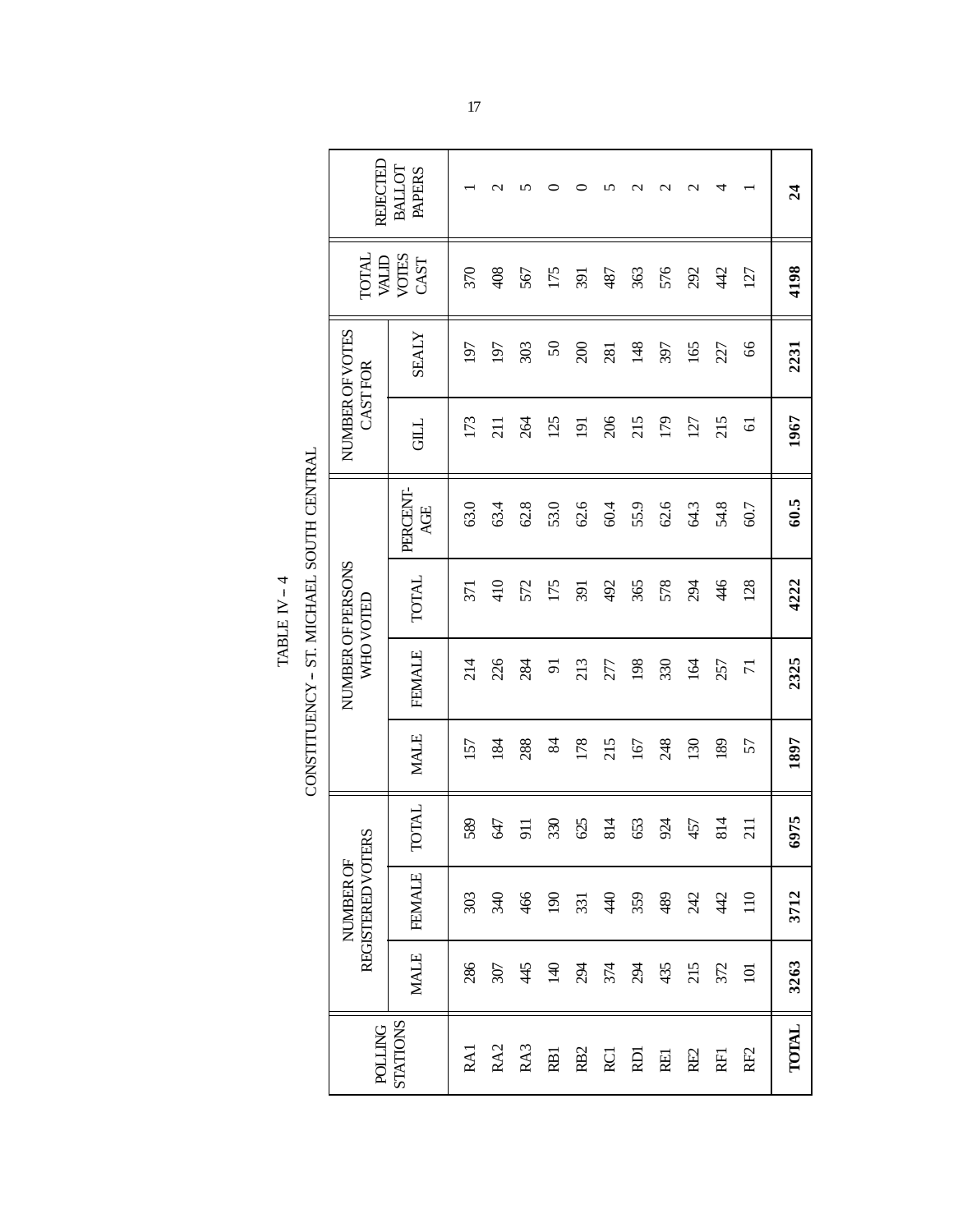TABLE IV – 4

CONSTITUENCY – ST. MICHAEL SOUTH CENTRAL

| POLLING STATIONS | NUMBER OF REGISTERED VOTERS | | | NUMBER OF PERSONS WHO VOTED | | | | NUMBER OF VOTES CAST FOR | | TOTAL VALID VOTES CAST | REJECTED BALLOT PAPERS |
|---|---|---|---|---|---|---|---|---|---|---|---|
| | MALE | FEMALE | TOTAL | MALE | FEMALE | TOTAL | PERCENT-AGE | GILL | SEALY | | |
| RA1 | 286 | 303 | 589 | 157 | 214 | 371 | 63.0 | 173 | 197 | 370 | 1 |
| RA2 | 307 | 340 | 647 | 184 | 226 | 410 | 63.4 | 211 | 197 | 408 | 2 |
| RA3 | 445 | 466 | 911 | 288 | 284 | 572 | 62.8 | 264 | 303 | 567 | 5 |
| RB1 | 140 | 190 | 330 | 84 | 91 | 175 | 53.0 | 125 | 50 | 175 | 0 |
| RB2 | 294 | 331 | 625 | 178 | 213 | 391 | 62.6 | 191 | 200 | 391 | 0 |
| RC1 | 374 | 440 | 814 | 215 | 277 | 492 | 60.4 | 206 | 281 | 487 | 5 |
| RD1 | 294 | 359 | 653 | 167 | 198 | 365 | 55.9 | 215 | 148 | 363 | 2 |
| RE1 | 435 | 489 | 924 | 248 | 330 | 578 | 62.6 | 179 | 397 | 576 | 2 |
| RE2 | 215 | 242 | 457 | 130 | 164 | 294 | 64.3 | 127 | 165 | 292 | 2 |
| RF1 | 372 | 442 | 814 | 189 | 257 | 446 | 54.8 | 215 | 227 | 442 | 4 |
| RF2 | 101 | 110 | 211 | 57 | 71 | 128 | 60.7 | 61 | 66 | 127 | 1 |
| **TOTAL** | **3263** | **3712** | **6975** | **1897** | **2325** | **4222** | **60.5** | **1967** | **2231** | **4198** | **24** |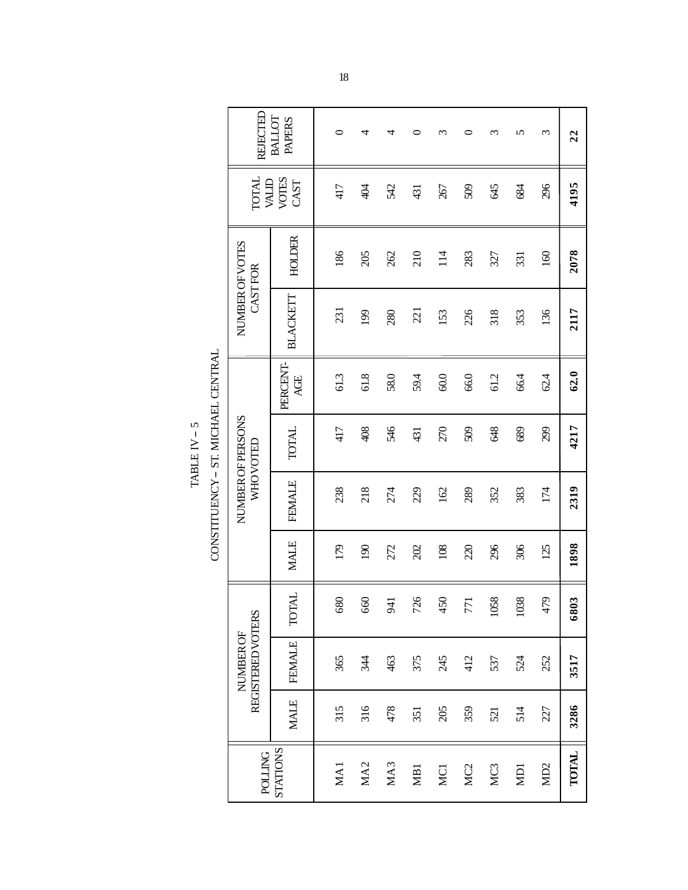TABLE IV – 5

CONSTITUENCY – ST. MICHAEL CENTRAL

| POLLING STATIONS | NUMBER OF REGISTERED VOTERS | | | NUMBER OF PERSONS WHO VOTED | | | | NUMBER OF VOTES CAST FOR | | TOTAL VALID VOTES CAST | REJECTED BALLOT PAPERS |
|---|---|---|---|---|---|---|---|---|---|---|---|
| | MALE | FEMALE | TOTAL | MALE | FEMALE | TOTAL | PERCENT-AGE | BLACKETT | HOLDER | | |
| MA1 | 315 | 365 | 680 | 179 | 238 | 417 | 61.3 | 231 | 186 | 417 | 0 |
| MA2 | 316 | 344 | 660 | 190 | 218 | 408 | 61.8 | 199 | 205 | 404 | 4 |
| MA3 | 478 | 463 | 941 | 272 | 274 | 546 | 58.0 | 280 | 262 | 542 | 4 |
| MB1 | 351 | 375 | 726 | 202 | 229 | 431 | 59.4 | 221 | 210 | 431 | 0 |
| MC1 | 205 | 245 | 450 | 108 | 162 | 270 | 60.0 | 153 | 114 | 267 | 3 |
| MC2 | 359 | 412 | 771 | 220 | 289 | 509 | 66.0 | 226 | 283 | 509 | 0 |
| MC3 | 521 | 537 | 1058 | 296 | 352 | 648 | 61.2 | 318 | 327 | 645 | 3 |
| MD1 | 514 | 524 | 1038 | 306 | 383 | 689 | 66.4 | 353 | 331 | 684 | 5 |
| MD2 | 227 | 252 | 479 | 125 | 174 | 299 | 62.4 | 136 | 160 | 296 | 3 |
| **TOTAL** | **3286** | **3517** | **6803** | **1898** | **2319** | **4217** | **62.0** | **2117** | **2078** | **4195** | **22** |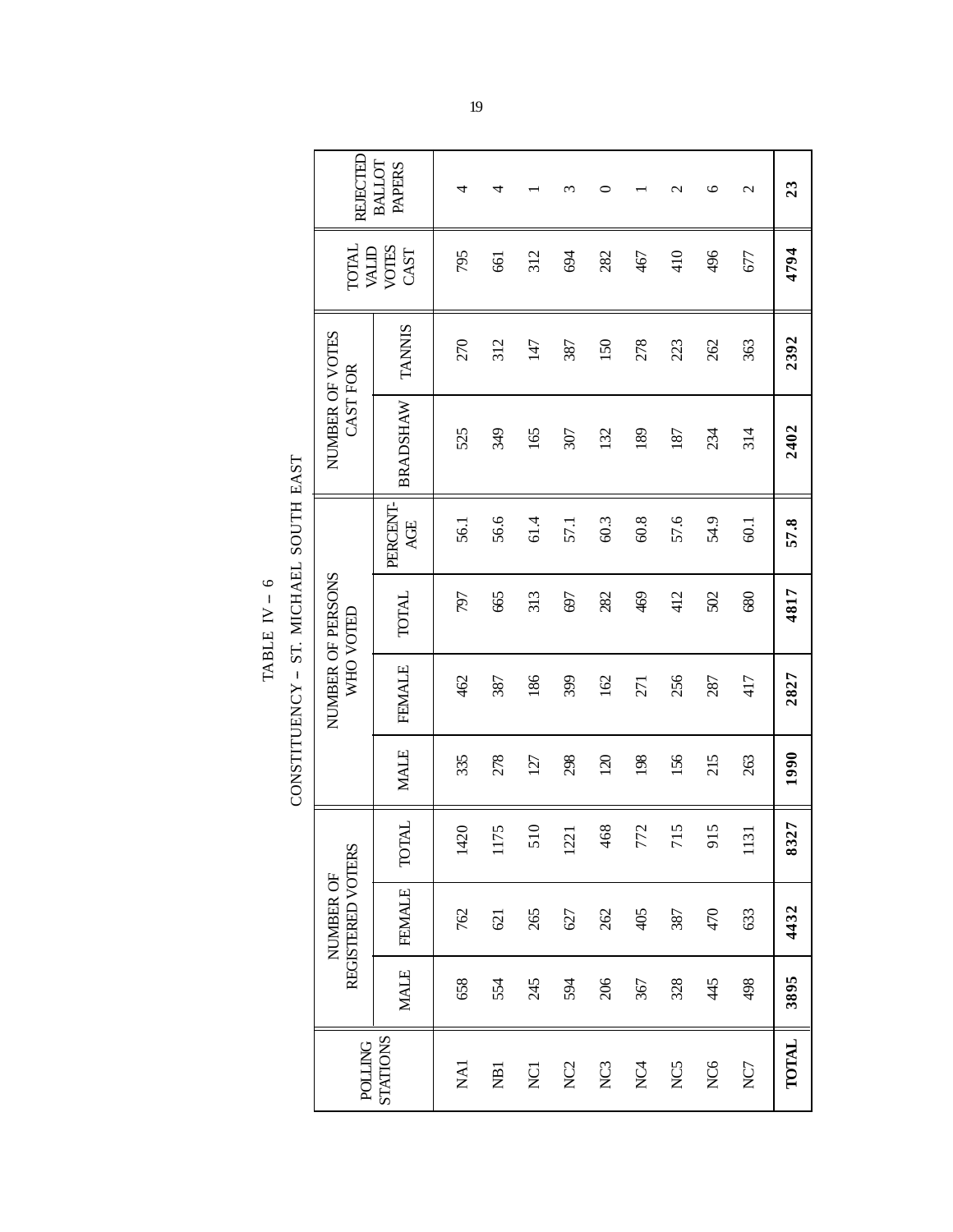# TABLE IV – 6

## CONSTITUENCY – ST. MICHAEL SOUTH EAST

| POLLING STATIONS | NUMBER OF REGISTERED VOTERS | | | NUMBER OF PERSONS WHO VOTED | | | | NUMBER OF VOTES CAST FOR | | TOTAL VALID VOTES CAST | REJECTED BALLOT PAPERS |
|---|---|---|---|---|---|---|---|---|---|---|---|
| | MALE | FEMALE | TOTAL | MALE | FEMALE | TOTAL | PERCENT-AGE | BRADSHAW | TANNIS | | |
| NA1 | 658 | 762 | 1420 | 335 | 462 | 797 | 56.1 | 525 | 270 | 795 | 4 |
| NB1 | 554 | 621 | 1175 | 278 | 387 | 665 | 56.6 | 349 | 312 | 661 | 4 |
| NC1 | 245 | 265 | 510 | 127 | 186 | 313 | 61.4 | 165 | 147 | 312 | 1 |
| NC2 | 594 | 627 | 1221 | 298 | 399 | 697 | 57.1 | 307 | 387 | 694 | 3 |
| NC3 | 206 | 262 | 468 | 120 | 162 | 282 | 60.3 | 132 | 150 | 282 | 0 |
| NC4 | 367 | 405 | 772 | 198 | 271 | 469 | 60.8 | 189 | 278 | 467 | 1 |
| NC5 | 328 | 387 | 715 | 156 | 256 | 412 | 57.6 | 187 | 223 | 410 | 2 |
| NC6 | 445 | 470 | 915 | 215 | 287 | 502 | 54.9 | 234 | 262 | 496 | 6 |
| NC7 | 498 | 633 | 1131 | 263 | 417 | 680 | 60.1 | 314 | 363 | 677 | 2 |
| **TOTAL** | **3895** | **4432** | **8327** | **1990** | **2827** | **4817** | **57.8** | **2402** | **2392** | **4794** | **23** |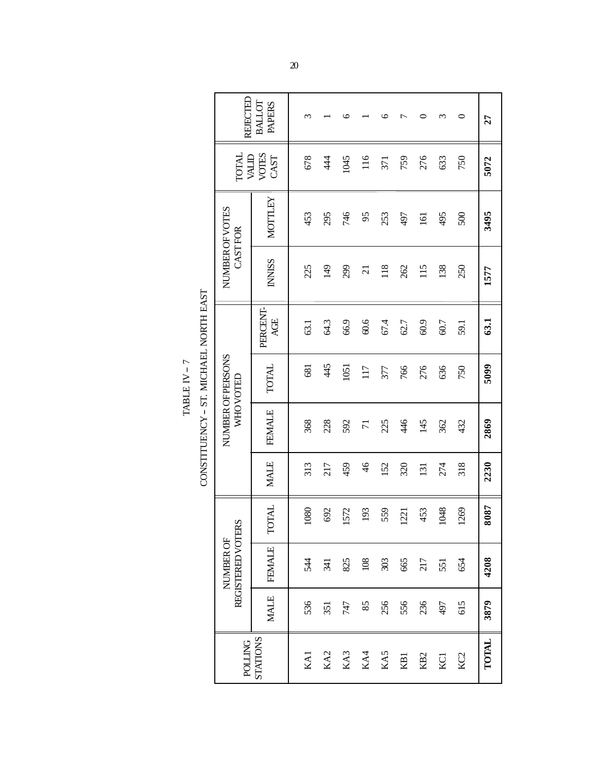TABLE IV – 7

CONSTITUENCY – ST. MICHAEL NORTH EAST

| POLLING STATIONS | NUMBER OF REGISTERED VOTERS | | | NUMBER OF PERSONS WHO VOTED | | | | NUMBER OF VOTES CAST FOR | | TOTAL VALID VOTES CAST | REJECTED BALLOT PAPERS |
|---|---|---|---|---|---|---|---|---|---|---|---|
| | MALE | FEMALE | TOTAL | MALE | FEMALE | TOTAL | PERCENT-AGE | INNISS | MOTTLEY | | |
| KA1 | 536 | 544 | 1080 | 313 | 368 | 681 | 63.1 | 225 | 453 | 678 | 3 |
| KA2 | 351 | 341 | 692 | 217 | 228 | 445 | 64.3 | 149 | 295 | 444 | 1 |
| KA3 | 747 | 825 | 1572 | 459 | 592 | 1051 | 66.9 | 299 | 746 | 1045 | 6 |
| KA4 | 85 | 108 | 193 | 46 | 71 | 117 | 60.6 | 21 | 95 | 116 | 1 |
| KA5 | 256 | 303 | 559 | 152 | 225 | 377 | 67.4 | 118 | 253 | 371 | 6 |
| KB1 | 556 | 665 | 1221 | 320 | 446 | 766 | 62.7 | 262 | 497 | 759 | 7 |
| KB2 | 236 | 217 | 453 | 131 | 145 | 276 | 60.9 | 115 | 161 | 276 | 0 |
| KC1 | 497 | 551 | 1048 | 274 | 362 | 636 | 60.7 | 138 | 495 | 633 | 3 |
| KC2 | 615 | 654 | 1269 | 318 | 432 | 750 | 59.1 | 250 | 500 | 750 | 0 |
| **TOTAL** | **3879** | **4208** | **8087** | **2230** | **2869** | **5099** | **63.1** | **1577** | **3495** | **5072** | **27** |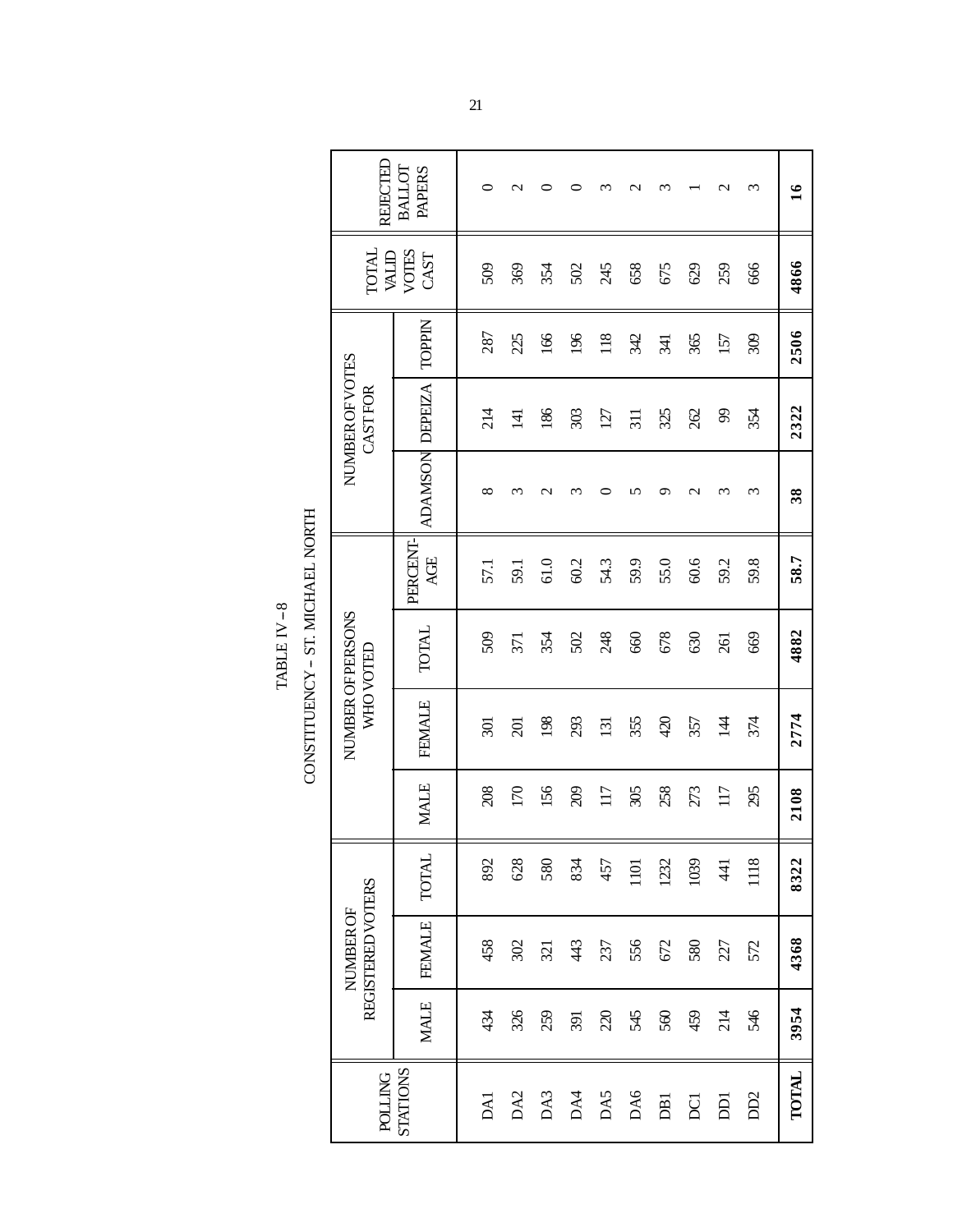# TABLE IV – 8

## CONSTITUENCY – ST. MICHAEL NORTH

| POLLING STATIONS | NUMBER OF REGISTERED VOTERS | | | NUMBER OF PERSONS WHO VOTED | | | | NUMBER OF VOTES CAST FOR | | | TOTAL VALID VOTES CAST | REJECTED BALLOT PAPERS |
|---|---|---|---|---|---|---|---|---|---|---|---|---|
| | MALE | FEMALE | TOTAL | MALE | FEMALE | TOTAL | PERCENT-AGE | ADAMSON | DEPEIZA | TOPPIN | | |
| DA1 | 434 | 458 | 892 | 208 | 301 | 509 | 57.1 | 8 | 214 | 287 | 509 | 0 |
| DA2 | 326 | 302 | 628 | 170 | 201 | 371 | 59.1 | 3 | 141 | 225 | 369 | 2 |
| DA3 | 259 | 321 | 580 | 156 | 198 | 354 | 61.0 | 2 | 186 | 166 | 354 | 0 |
| DA4 | 391 | 443 | 834 | 209 | 293 | 502 | 60.2 | 3 | 303 | 196 | 502 | 0 |
| DA5 | 220 | 237 | 457 | 117 | 131 | 248 | 54.3 | 0 | 127 | 118 | 245 | 3 |
| DA6 | 545 | 556 | 1101 | 305 | 355 | 660 | 59.9 | 5 | 311 | 342 | 658 | 2 |
| DB1 | 560 | 672 | 1232 | 258 | 420 | 678 | 55.0 | 9 | 325 | 341 | 675 | 3 |
| DC1 | 459 | 580 | 1039 | 273 | 357 | 630 | 60.6 | 2 | 262 | 365 | 629 | 1 |
| DD1 | 214 | 227 | 441 | 117 | 144 | 261 | 59.2 | 3 | 99 | 157 | 259 | 2 |
| DD2 | 546 | 572 | 1118 | 295 | 374 | 669 | 59.8 | 3 | 354 | 309 | 666 | 3 |
| **TOTAL** | **3954** | **4368** | **8322** | **2108** | **2774** | **4882** | **58.7** | **38** | **2322** | **2506** | **4866** | **16** |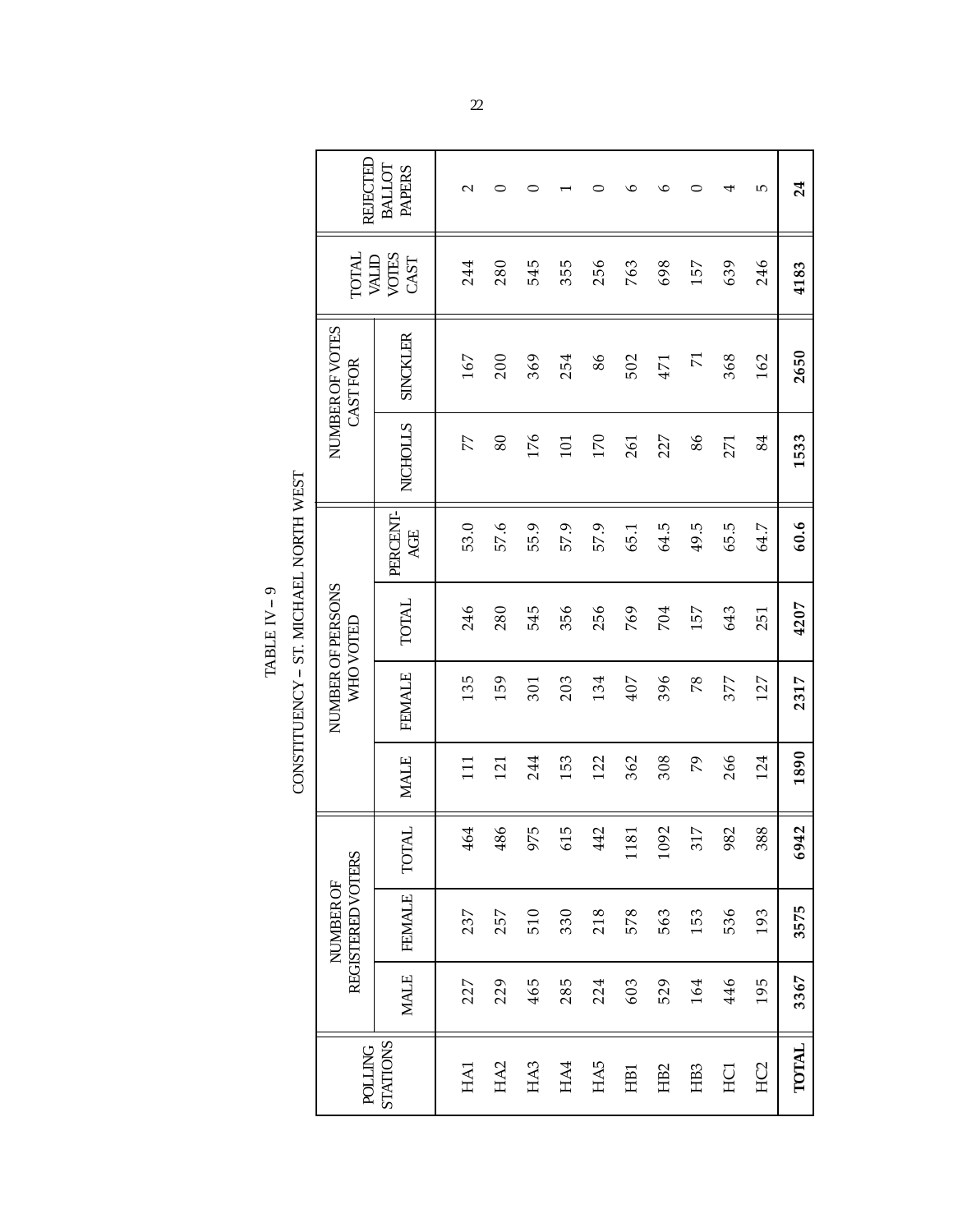# TABLE IV – 9

## CONSTITUENCY – ST. MICHAEL NORTH WEST

| POLLING STATIONS | NUMBER OF REGISTERED VOTERS | | | NUMBER OF PERSONS WHO VOTED | | | | NUMBER OF VOTES CAST FOR | | TOTAL VALID VOTES CAST | REJECTED BALLOT PAPERS |
|---|---|---|---|---|---|---|---|---|---|---|---|
| | MALE | FEMALE | TOTAL | MALE | FEMALE | TOTAL | PERCENT-AGE | NICHOLLS | SINCKLER | | |
| HA1 | 227 | 237 | 464 | 111 | 135 | 246 | 53.0 | 77 | 167 | 244 | 2 |
| HA2 | 229 | 257 | 486 | 121 | 159 | 280 | 57.6 | 80 | 200 | 280 | 0 |
| HA3 | 465 | 510 | 975 | 244 | 301 | 545 | 55.9 | 176 | 369 | 545 | 0 |
| HA4 | 285 | 330 | 615 | 153 | 203 | 356 | 57.9 | 101 | 254 | 355 | 1 |
| HA5 | 224 | 218 | 442 | 122 | 134 | 256 | 57.9 | 170 | 86 | 256 | 0 |
| HB1 | 603 | 578 | 1181 | 362 | 407 | 769 | 65.1 | 261 | 502 | 763 | 6 |
| HB2 | 529 | 563 | 1092 | 308 | 396 | 704 | 64.5 | 227 | 471 | 698 | 6 |
| HB3 | 164 | 153 | 317 | 79 | 78 | 157 | 49.5 | 86 | 71 | 157 | 0 |
| HC1 | 446 | 536 | 982 | 266 | 377 | 643 | 65.5 | 271 | 368 | 639 | 4 |
| HC2 | 195 | 193 | 388 | 124 | 127 | 251 | 64.7 | 84 | 162 | 246 | 5 |
| **TOTAL** | **3367** | **3575** | **6942** | **1890** | **2317** | **4207** | **60.6** | **1533** | **2650** | **4183** | **24** |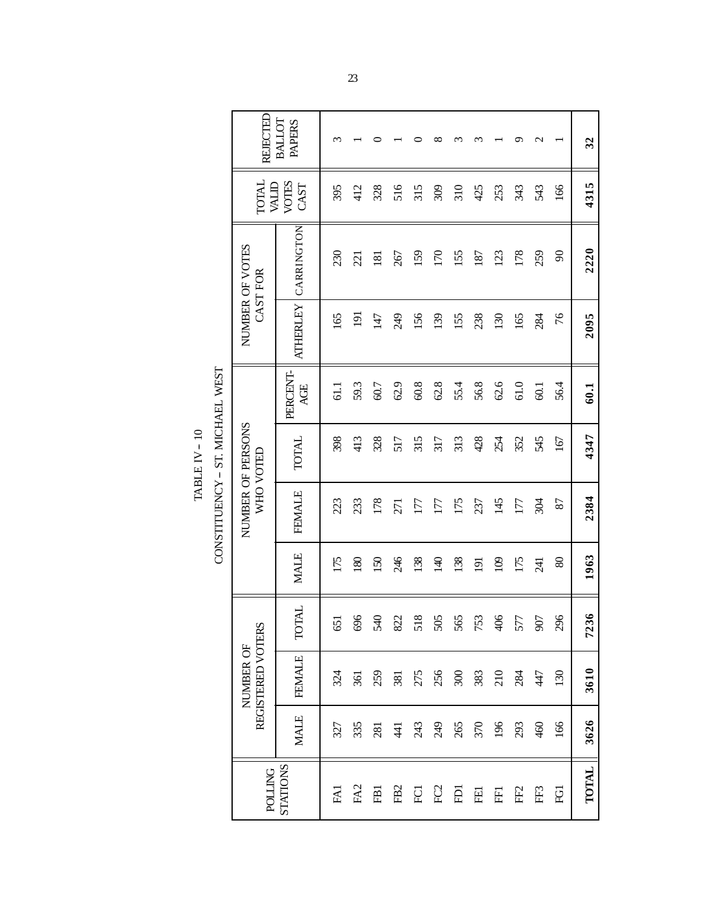TABLE IV – 10

CONSTITUENCY – ST. MICHAEL WEST

| POLLING STATIONS | NUMBER OF REGISTERED VOTERS | | | NUMBER OF PERSONS WHO VOTED | | | | NUMBER OF VOTES CAST FOR | | TOTAL VALID VOTES CAST | REJECTED BALLOT PAPERS |
|---|---|---|---|---|---|---|---|---|---|---|---|
| | MALE | FEMALE | TOTAL | MALE | FEMALE | TOTAL | PERCENT-AGE | ATHERLEY | CARRINGTON | | |
| FA1 | 327 | 324 | 651 | 175 | 223 | 398 | 61.1 | 165 | 230 | 395 | 3 |
| FA2 | 335 | 361 | 696 | 180 | 233 | 413 | 59.3 | 191 | 221 | 412 | 1 |
| FB1 | 281 | 259 | 540 | 150 | 178 | 328 | 60.7 | 147 | 181 | 328 | 0 |
| FB2 | 441 | 381 | 822 | 246 | 271 | 517 | 62.9 | 249 | 267 | 516 | 1 |
| FC1 | 243 | 275 | 518 | 138 | 177 | 315 | 60.8 | 156 | 159 | 315 | 0 |
| FC2 | 249 | 256 | 505 | 140 | 177 | 317 | 62.8 | 139 | 170 | 309 | 8 |
| FD1 | 265 | 300 | 565 | 138 | 175 | 313 | 55.4 | 155 | 155 | 310 | 3 |
| FE1 | 370 | 383 | 753 | 191 | 237 | 428 | 56.8 | 238 | 187 | 425 | 3 |
| FF1 | 196 | 210 | 406 | 109 | 145 | 254 | 62.6 | 130 | 123 | 253 | 1 |
| FF2 | 293 | 284 | 577 | 175 | 177 | 352 | 61.0 | 165 | 178 | 343 | 9 |
| FF3 | 460 | 447 | 907 | 241 | 304 | 545 | 60.1 | 284 | 259 | 543 | 2 |
| FG1 | 166 | 130 | 296 | 80 | 87 | 167 | 56.4 | 76 | 90 | 166 | 1 |
| **TOTAL** | **3626** | **3610** | **7236** | **1963** | **2384** | **4347** | **60.1** | **2095** | **2220** | **4315** | **32** |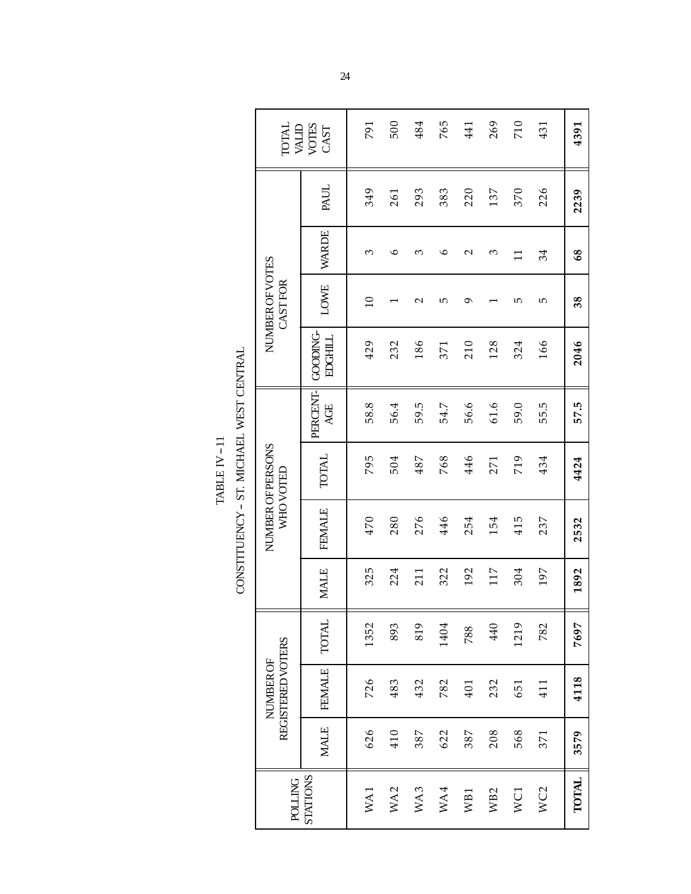TABLE IV – 11

CONSTITUENCY – ST. MICHAEL WEST CENTRAL

| POLLING STATIONS | NUMBER OF REGISTERED VOTERS | | | NUMBER OF PERSONS WHO VOTED | | | | NUMBER OF VOTES CAST FOR | | | | TOTAL VALID VOTES CAST |
|---|---|---|---|---|---|---|---|---|---|---|---|---|
| | MALE | FEMALE | TOTAL | MALE | FEMALE | TOTAL | PERCENT-AGE | GOODING-EDGHILL | LOWE | WARDE | PAUL | |
| WA1 | 626 | 726 | 1352 | 325 | 470 | 795 | 58.8 | 429 | 10 | 3 | 349 | 791 |
| WA2 | 410 | 483 | 893 | 224 | 280 | 504 | 56.4 | 232 | 1 | 6 | 261 | 500 |
| WA3 | 387 | 432 | 819 | 211 | 276 | 487 | 59.5 | 186 | 2 | 3 | 293 | 484 |
| WA4 | 622 | 782 | 1404 | 322 | 446 | 768 | 54.7 | 371 | 5 | 6 | 383 | 765 |
| WB1 | 387 | 401 | 788 | 192 | 254 | 446 | 56.6 | 210 | 9 | 2 | 220 | 441 |
| WB2 | 208 | 232 | 440 | 117 | 154 | 271 | 61.6 | 128 | 1 | 3 | 137 | 269 |
| WC1 | 568 | 651 | 1219 | 304 | 415 | 719 | 59.0 | 324 | 5 | 11 | 370 | 710 |
| WC2 | 371 | 411 | 782 | 197 | 237 | 434 | 55.5 | 166 | 5 | 34 | 226 | 431 |
| **TOTAL** | **3579** | **4118** | **7697** | **1892** | **2532** | **4424** | **57.5** | **2046** | **38** | **68** | **2239** | **4391** |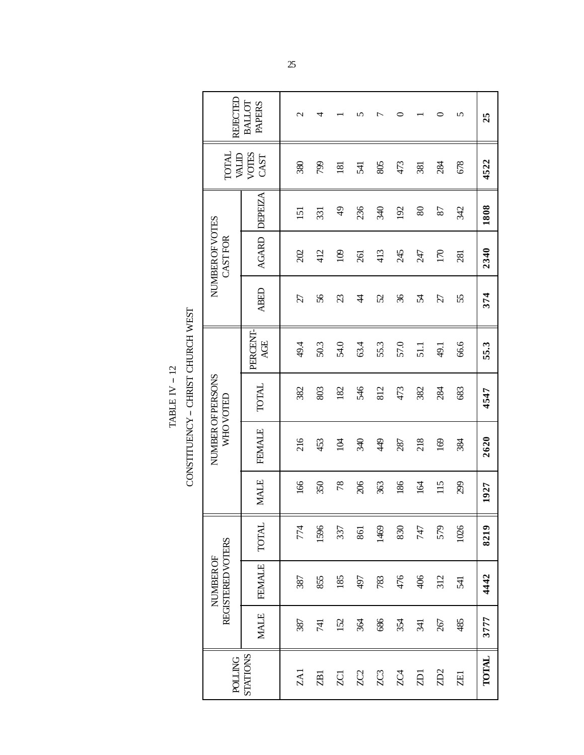TABLE IV – 12

CONSTITUENCY – CHRIST CHURCH WEST

| POLLING STATIONS | NUMBER OF REGISTERED VOTERS | | | NUMBER OF PERSONS WHO VOTED | | | | NUMBER OF VOTES CAST FOR | | | TOTAL VALID VOTES CAST | REJECTED BALLOT PAPERS |
|---|---|---|---|---|---|---|---|---|---|---|---|---|
| | MALE | FEMALE | TOTAL | MALE | FEMALE | TOTAL | PERCENT-AGE | ABED | AGARD | DEPEIZA | | |
| ZA1 | 387 | 387 | 774 | 166 | 216 | 382 | 49.4 | 27 | 202 | 151 | 380 | 2 |
| ZB1 | 741 | 855 | 1596 | 350 | 453 | 803 | 50.3 | 56 | 412 | 331 | 799 | 4 |
| ZC1 | 152 | 185 | 337 | 78 | 104 | 182 | 54.0 | 23 | 109 | 49 | 181 | 1 |
| ZC2 | 364 | 497 | 861 | 206 | 340 | 546 | 63.4 | 44 | 261 | 236 | 541 | 5 |
| ZC3 | 686 | 783 | 1469 | 363 | 449 | 812 | 55.3 | 52 | 413 | 340 | 805 | 7 |
| ZC4 | 354 | 476 | 830 | 186 | 287 | 473 | 57.0 | 36 | 245 | 192 | 473 | 0 |
| ZD1 | 341 | 406 | 747 | 164 | 218 | 382 | 51.1 | 54 | 247 | 80 | 381 | 1 |
| ZD2 | 267 | 312 | 579 | 115 | 169 | 284 | 49.1 | 27 | 170 | 87 | 284 | 0 |
| ZE1 | 485 | 541 | 1026 | 299 | 384 | 683 | 66.6 | 55 | 281 | 342 | 678 | 5 |
| **TOTAL** | **3777** | **4442** | **8219** | **1927** | **2620** | **4547** | **55.3** | **374** | **2340** | **1808** | **4522** | **25** |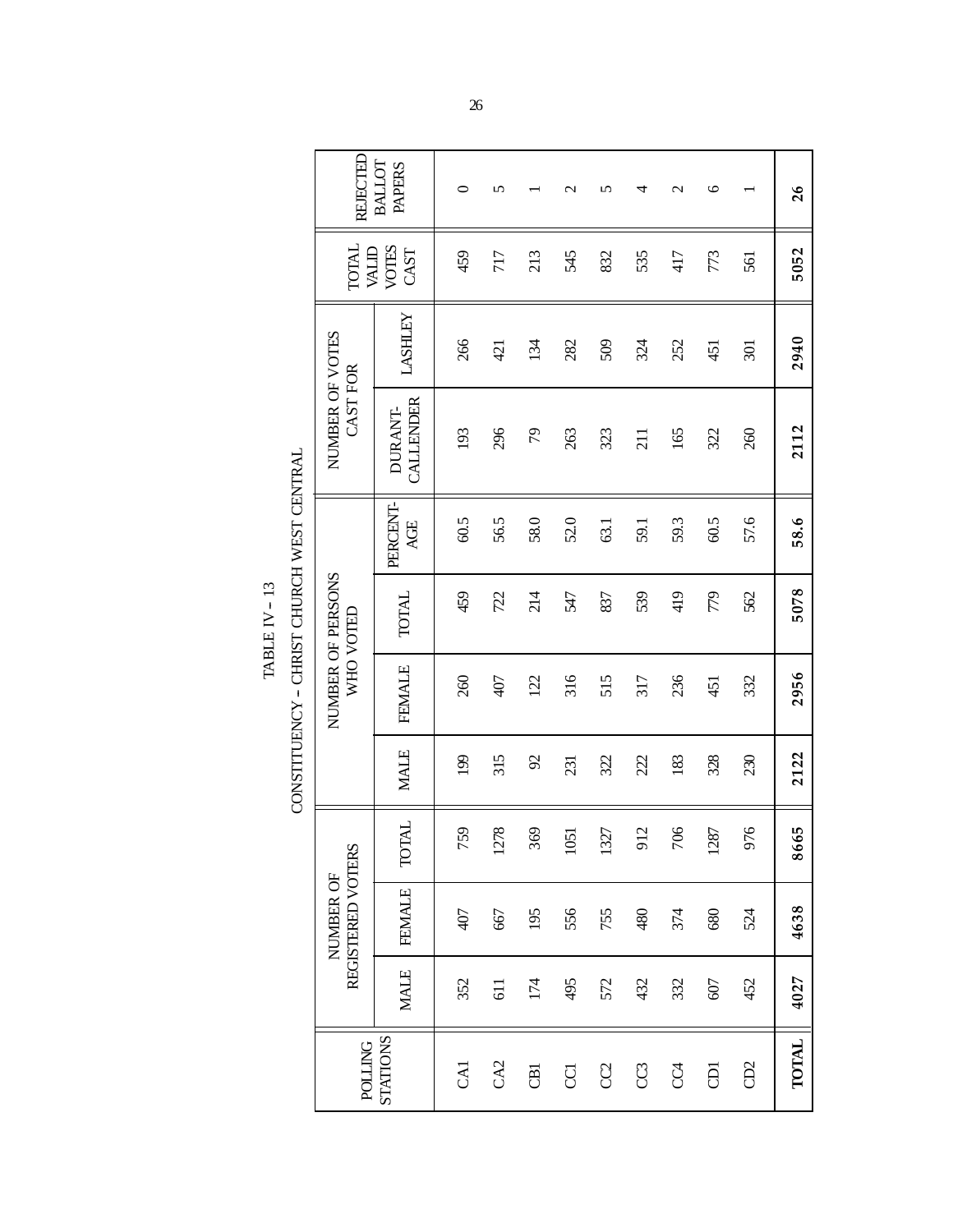TABLE IV – 13

CONSTITUENCY – CHRIST CHURCH WEST CENTRAL

| POLLING STATIONS | NUMBER OF REGISTERED VOTERS | | | NUMBER OF PERSONS WHO VOTED | | | | NUMBER OF VOTES CAST FOR | | TOTAL VALID VOTES CAST | REJECTED BALLOT PAPERS |
|---|---|---|---|---|---|---|---|---|---|---|---|
| | MALE | FEMALE | TOTAL | MALE | FEMALE | TOTAL | PERCENT-AGE | DURANT-CALLENDER | LASHLEY | | |
| CA1 | 352 | 407 | 759 | 199 | 260 | 459 | 60.5 | 193 | 266 | 459 | 0 |
| CA2 | 611 | 667 | 1278 | 315 | 407 | 722 | 56.5 | 296 | 421 | 717 | 5 |
| CB1 | 174 | 195 | 369 | 92 | 122 | 214 | 58.0 | 79 | 134 | 213 | 1 |
| CC1 | 495 | 556 | 1051 | 231 | 316 | 547 | 52.0 | 263 | 282 | 545 | 2 |
| CC2 | 572 | 755 | 1327 | 322 | 515 | 837 | 63.1 | 323 | 509 | 832 | 5 |
| CC3 | 432 | 480 | 912 | 222 | 317 | 539 | 59.1 | 211 | 324 | 535 | 4 |
| CC4 | 332 | 374 | 706 | 183 | 236 | 419 | 59.3 | 165 | 252 | 417 | 2 |
| CD1 | 607 | 680 | 1287 | 328 | 451 | 779 | 60.5 | 322 | 451 | 773 | 6 |
| CD2 | 452 | 524 | 976 | 230 | 332 | 562 | 57.6 | 260 | 301 | 561 | 1 |
| **TOTAL** | **4027** | **4638** | **8665** | **2122** | **2956** | **5078** | **58.6** | **2112** | **2940** | **5052** | **26** |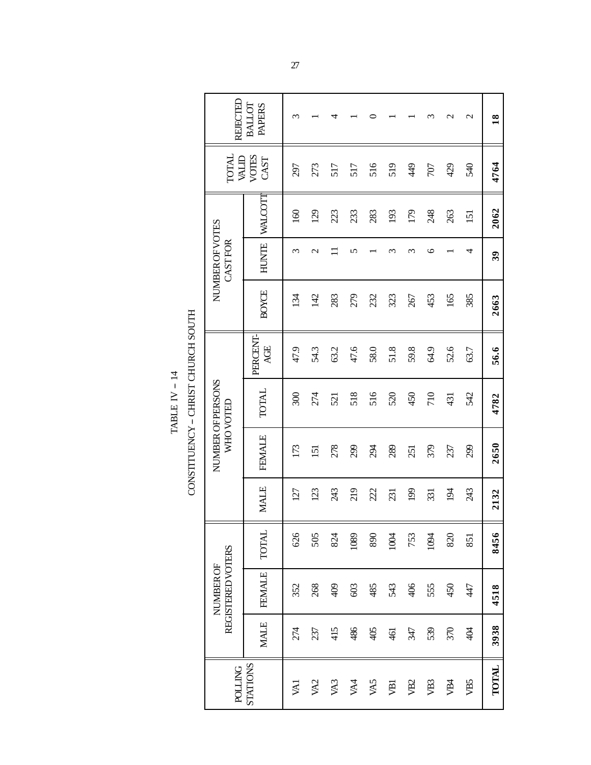# TABLE IV – 14

## CONSTITUENCY – CHRIST CHURCH SOUTH

| POLLING STATIONS | NUMBER OF REGISTERED VOTERS | | | NUMBER OF PERSONS WHO VOTED | | | | NUMBER OF VOTES CAST FOR | | | TOTAL VALID VOTES CAST | REJECTED BALLOT PAPERS |
|---|---|---|---|---|---|---|---|---|---|---|---|---|
| | MALE | FEMALE | TOTAL | MALE | FEMALE | TOTAL | PERCENT-AGE | BOYCE | HUNTE | WALCOTT | | |
| VA1 | 274 | 352 | 626 | 127 | 173 | 300 | 47.9 | 134 | 3 | 160 | 297 | 3 |
| VA2 | 237 | 268 | 505 | 123 | 151 | 274 | 54.3 | 142 | 2 | 129 | 273 | 1 |
| VA3 | 415 | 409 | 824 | 243 | 278 | 521 | 63.2 | 283 | 11 | 223 | 517 | 4 |
| VA4 | 486 | 603 | 1089 | 219 | 299 | 518 | 47.6 | 279 | 5 | 233 | 517 | 1 |
| VA5 | 405 | 485 | 890 | 222 | 294 | 516 | 58.0 | 232 | 1 | 283 | 516 | 0 |
| VB1 | 461 | 543 | 1004 | 231 | 289 | 520 | 51.8 | 323 | 3 | 193 | 519 | 1 |
| VB2 | 347 | 406 | 753 | 199 | 251 | 450 | 59.8 | 267 | 3 | 179 | 449 | 1 |
| VB3 | 539 | 555 | 1094 | 331 | 379 | 710 | 64.9 | 453 | 6 | 248 | 707 | 3 |
| VB4 | 370 | 450 | 820 | 194 | 237 | 431 | 52.6 | 165 | 1 | 263 | 429 | 2 |
| VB5 | 404 | 447 | 851 | 243 | 299 | 542 | 63.7 | 385 | 4 | 151 | 540 | 2 |
| **TOTAL** | **3938** | **4518** | **8456** | **2132** | **2650** | **4782** | **56.6** | **2663** | **39** | **2062** | **4764** | **18** |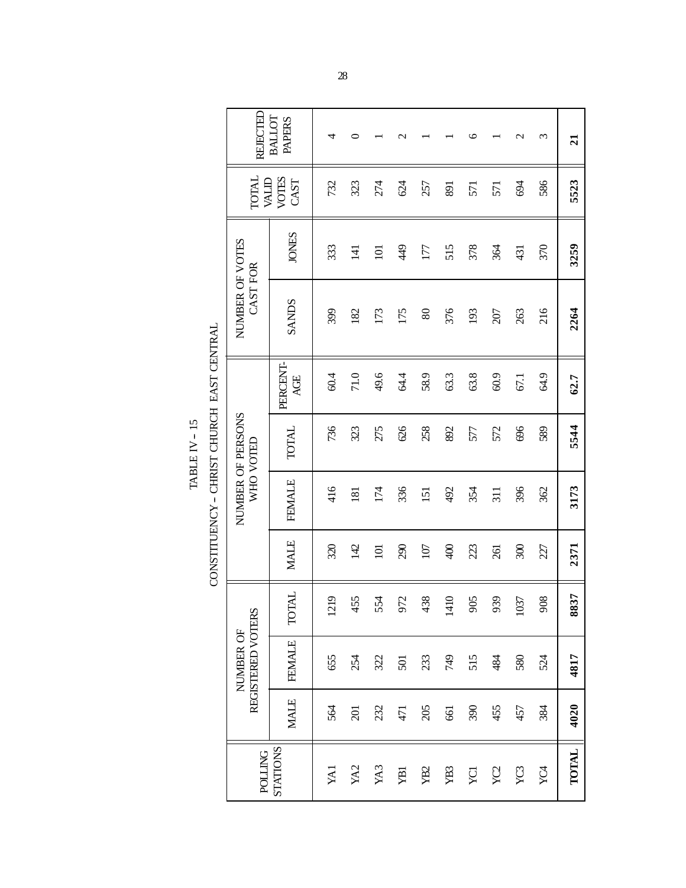TABLE IV – 15

CONSTITUENCY – CHRIST CHURCH EAST CENTRAL

| POLLING STATIONS | NUMBER OF REGISTERED VOTERS | | | NUMBER OF PERSONS WHO VOTED | | | | NUMBER OF VOTES CAST FOR | | TOTAL VALID VOTES CAST | REJECTED BALLOT PAPERS |
|---|---|---|---|---|---|---|---|---|---|---|---|
| | MALE | FEMALE | TOTAL | MALE | FEMALE | TOTAL | PERCENT-AGE | SANDS | JONES | | |
| YA1 | 564 | 655 | 1219 | 320 | 416 | 736 | 60.4 | 399 | 333 | 732 | 4 |
| YA2 | 201 | 254 | 455 | 142 | 181 | 323 | 71.0 | 182 | 141 | 323 | 0 |
| YA3 | 232 | 322 | 554 | 101 | 174 | 275 | 49.6 | 173 | 101 | 274 | 1 |
| YB1 | 471 | 501 | 972 | 290 | 336 | 626 | 64.4 | 175 | 449 | 624 | 2 |
| YB2 | 205 | 233 | 438 | 107 | 151 | 258 | 58.9 | 80 | 177 | 257 | 1 |
| YB3 | 661 | 749 | 1410 | 400 | 492 | 892 | 63.3 | 376 | 515 | 891 | 1 |
| YC1 | 390 | 515 | 905 | 223 | 354 | 577 | 63.8 | 193 | 378 | 571 | 6 |
| YC2 | 455 | 484 | 939 | 261 | 311 | 572 | 60.9 | 207 | 364 | 571 | 1 |
| YC3 | 457 | 580 | 1037 | 300 | 396 | 696 | 67.1 | 263 | 431 | 694 | 2 |
| YC4 | 384 | 524 | 908 | 227 | 362 | 589 | 64.9 | 216 | 370 | 586 | 3 |
| **TOTAL** | **4020** | **4817** | **8837** | **2371** | **3173** | **5544** | **62.7** | **2264** | **3259** | **5523** | **21** |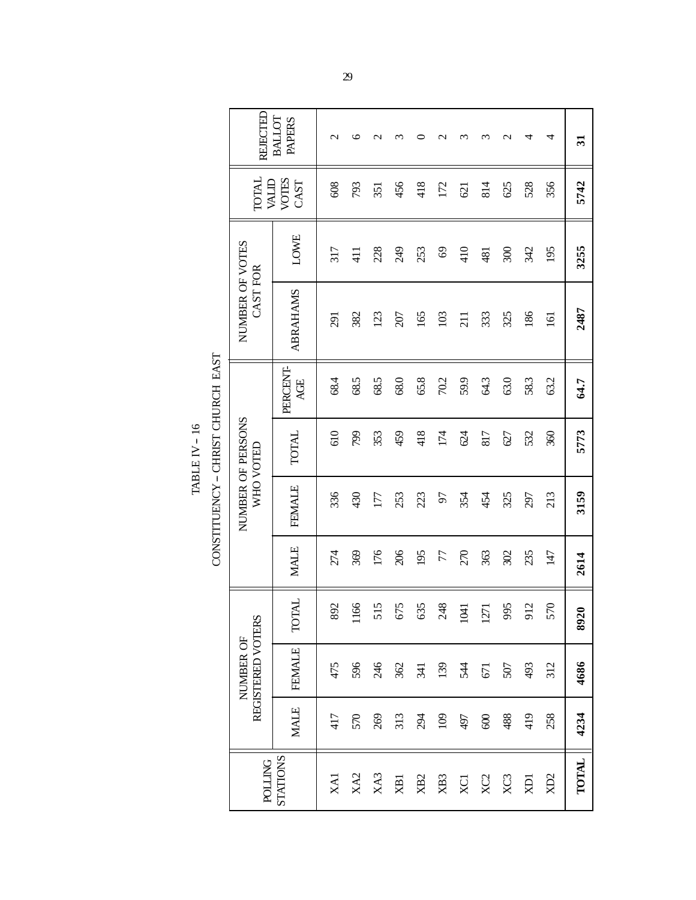TABLE IV – 16

CONSTITUENCY – CHRIST CHURCH EAST

| POLLING STATIONS | NUMBER OF REGISTERED VOTERS | | | NUMBER OF PERSONS WHO VOTED | | | | NUMBER OF VOTES CAST FOR | | TOTAL VALID VOTES CAST | REJECTED BALLOT PAPERS |
|---|---|---|---|---|---|---|---|---|---|---|---|
| | MALE | FEMALE | TOTAL | MALE | FEMALE | TOTAL | PERCENT-AGE | ABRAHAMS | LOWE | | |
| XA1 | 417 | 475 | 892 | 274 | 336 | 610 | 68.4 | 291 | 317 | 608 | 2 |
| XA2 | 570 | 596 | 1166 | 369 | 430 | 799 | 68.5 | 382 | 411 | 793 | 6 |
| XA3 | 269 | 246 | 515 | 176 | 177 | 353 | 68.5 | 123 | 228 | 351 | 2 |
| XB1 | 313 | 362 | 675 | 206 | 253 | 459 | 68.0 | 207 | 249 | 456 | 3 |
| XB2 | 294 | 341 | 635 | 195 | 223 | 418 | 65.8 | 165 | 253 | 418 | 0 |
| XB3 | 109 | 139 | 248 | 77 | 97 | 174 | 70.2 | 103 | 69 | 172 | 2 |
| XC1 | 497 | 544 | 1041 | 270 | 354 | 624 | 59.9 | 211 | 410 | 621 | 3 |
| XC2 | 600 | 671 | 1271 | 363 | 454 | 817 | 64.3 | 333 | 481 | 814 | 3 |
| XC3 | 488 | 507 | 995 | 302 | 325 | 627 | 63.0 | 325 | 300 | 625 | 2 |
| XD1 | 419 | 493 | 912 | 235 | 297 | 532 | 58.3 | 186 | 342 | 528 | 4 |
| XD2 | 258 | 312 | 570 | 147 | 213 | 360 | 63.2 | 161 | 195 | 356 | 4 |
| **TOTAL** | **4234** | **4686** | **8920** | **2614** | **3159** | **5773** | **64.7** | **2487** | **3255** | **5742** | **31** |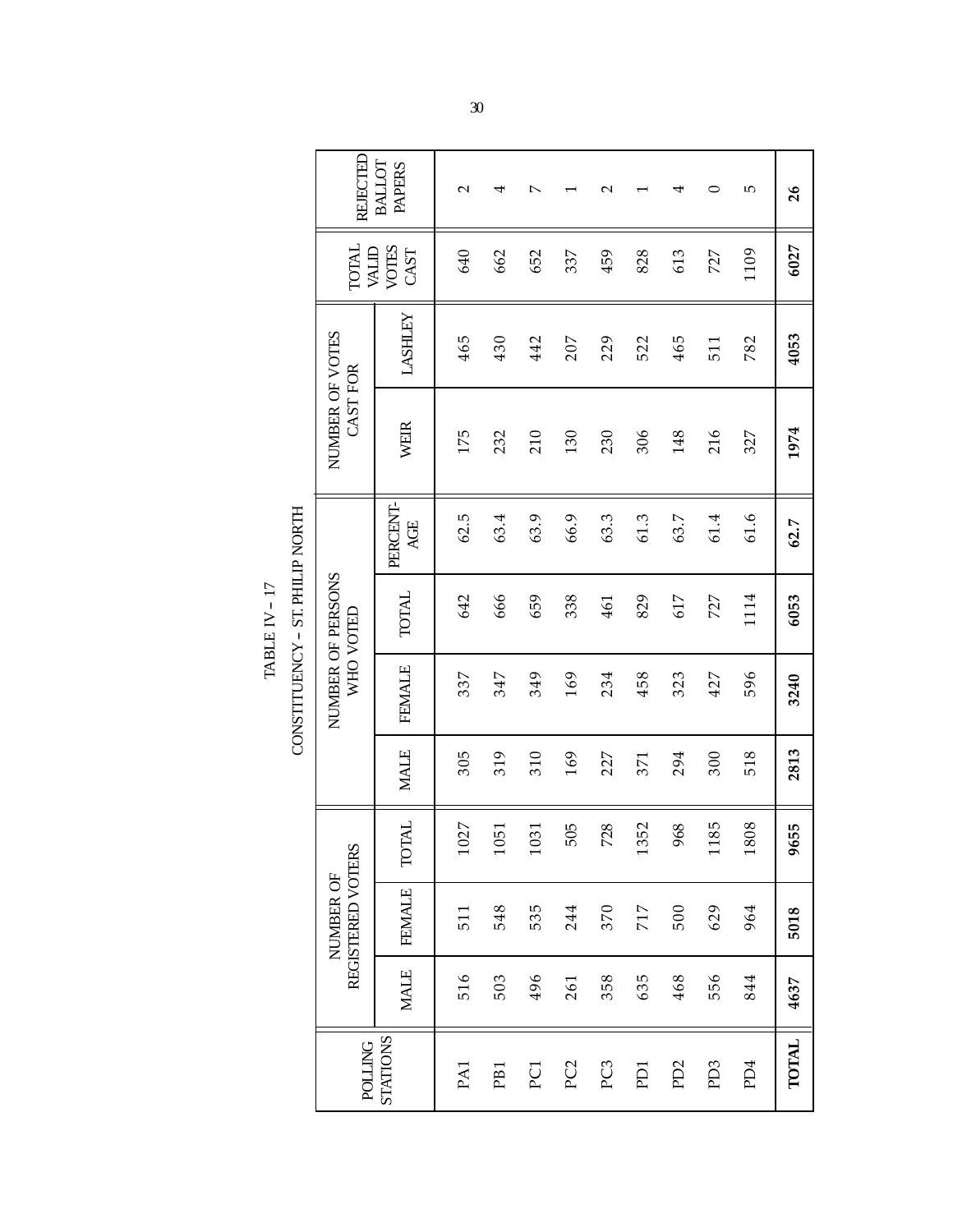TABLE IV – 17

CONSTITUENCY – ST. PHILIP NORTH

| POLLING STATIONS | NUMBER OF REGISTERED VOTERS | | | NUMBER OF PERSONS WHO VOTED | | | | NUMBER OF VOTES CAST FOR | | TOTAL VALID VOTES CAST | REJECTED BALLOT PAPERS |
|---|---|---|---|---|---|---|---|---|---|---|---|
| | MALE | FEMALE | TOTAL | MALE | FEMALE | TOTAL | PERCENT-AGE | WEIR | LASHLEY | | |
| PA1 | 516 | 511 | 1027 | 305 | 337 | 642 | 62.5 | 175 | 465 | 640 | 2 |
| PB1 | 503 | 548 | 1051 | 319 | 347 | 666 | 63.4 | 232 | 430 | 662 | 4 |
| PC1 | 496 | 535 | 1031 | 310 | 349 | 659 | 63.9 | 210 | 442 | 652 | 7 |
| PC2 | 261 | 244 | 505 | 169 | 169 | 338 | 66.9 | 130 | 207 | 337 | 1 |
| PC3 | 358 | 370 | 728 | 227 | 234 | 461 | 63.3 | 230 | 229 | 459 | 2 |
| PD1 | 635 | 717 | 1352 | 371 | 458 | 829 | 61.3 | 306 | 522 | 828 | 1 |
| PD2 | 468 | 500 | 968 | 294 | 323 | 617 | 63.7 | 148 | 465 | 613 | 4 |
| PD3 | 556 | 629 | 1185 | 300 | 427 | 727 | 61.4 | 216 | 511 | 727 | 0 |
| PD4 | 844 | 964 | 1808 | 518 | 596 | 1114 | 61.6 | 327 | 782 | 1109 | 5 |
| **TOTAL** | **4637** | **5018** | **9655** | **2813** | **3240** | **6053** | **62.7** | **1974** | **4053** | **6027** | **26** |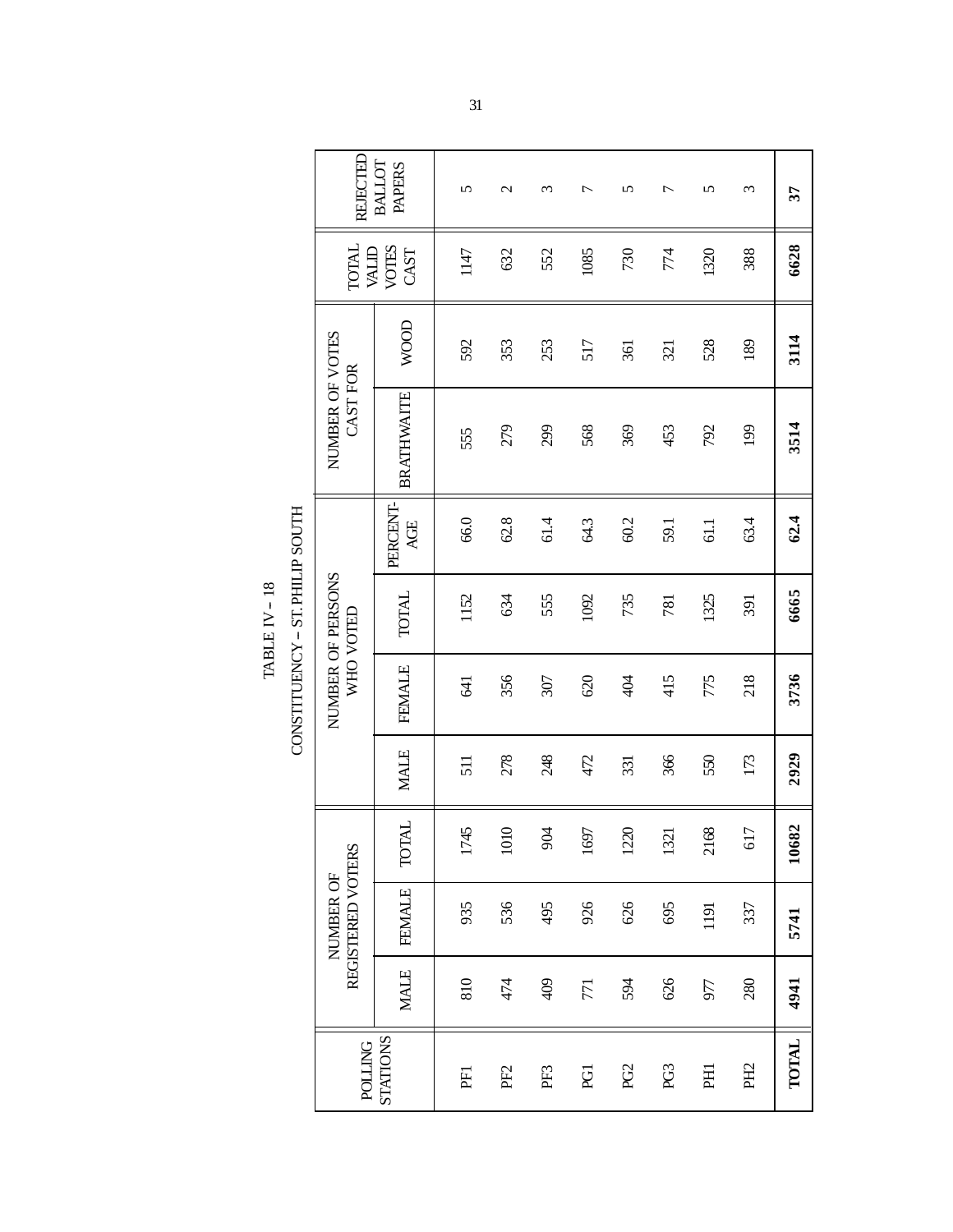## TABLE IV – 18

## CONSTITUENCY – ST. PHILIP SOUTH

| POLLING STATIONS | NUMBER OF REGISTERED VOTERS | | | NUMBER OF PERSONS WHO VOTED | | | | NUMBER OF VOTES CAST FOR | | TOTAL VALID VOTES CAST | REJECTED BALLOT PAPERS |
|---|---|---|---|---|---|---|---|---|---|---|---|
| | MALE | FEMALE | TOTAL | MALE | FEMALE | TOTAL | PERCENT-AGE | BRATHWAITE | WOOD | | |
| PF1 | 810 | 935 | 1745 | 511 | 641 | 1152 | 66.0 | 555 | 592 | 1147 | 5 |
| PF2 | 474 | 536 | 1010 | 278 | 356 | 634 | 62.8 | 279 | 353 | 632 | 2 |
| PF3 | 409 | 495 | 904 | 248 | 307 | 555 | 61.4 | 299 | 253 | 552 | 3 |
| PG1 | 771 | 926 | 1697 | 472 | 620 | 1092 | 64.3 | 568 | 517 | 1085 | 7 |
| PG2 | 594 | 626 | 1220 | 331 | 404 | 735 | 60.2 | 369 | 361 | 730 | 5 |
| PG3 | 626 | 695 | 1321 | 366 | 415 | 781 | 59.1 | 453 | 321 | 774 | 7 |
| PH1 | 977 | 1191 | 2168 | 550 | 775 | 1325 | 61.1 | 792 | 528 | 1320 | 5 |
| PH2 | 280 | 337 | 617 | 173 | 218 | 391 | 63.4 | 199 | 189 | 388 | 3 |
| **TOTAL** | **4941** | **5741** | **10682** | **2929** | **3736** | **6665** | **62.4** | **3514** | **3114** | **6628** | **37** |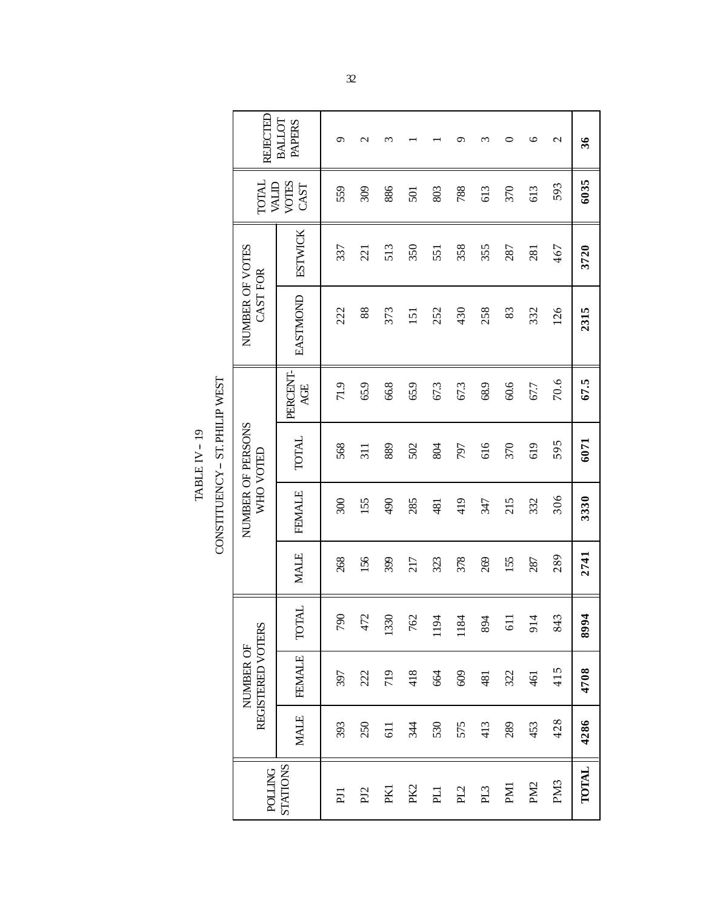TABLE IV – 19

CONSTITUENCY – ST. PHILIP WEST

| POLLING STATIONS | NUMBER OF REGISTERED VOTERS | | | NUMBER OF PERSONS WHO VOTED | | | | NUMBER OF VOTES CAST FOR | | TOTAL VALID VOTES CAST | REJECTED BALLOT PAPERS |
|---|---|---|---|---|---|---|---|---|---|---|---|
| | MALE | FEMALE | TOTAL | MALE | FEMALE | TOTAL | PERCENT-AGE | EASTMOND | ESTWICK | | |
| PJ1 | 393 | 397 | 790 | 268 | 300 | 568 | 71.9 | 222 | 337 | 559 | 9 |
| PJ2 | 250 | 222 | 472 | 156 | 155 | 311 | 65.9 | 88 | 221 | 309 | 2 |
| PK1 | 611 | 719 | 1330 | 399 | 490 | 889 | 66.8 | 373 | 513 | 886 | 3 |
| PK2 | 344 | 418 | 762 | 217 | 285 | 502 | 65.9 | 151 | 350 | 501 | 1 |
| PL1 | 530 | 664 | 1194 | 323 | 481 | 804 | 67.3 | 252 | 551 | 803 | 1 |
| PL2 | 575 | 609 | 1184 | 378 | 419 | 797 | 67.3 | 430 | 358 | 788 | 9 |
| PL3 | 413 | 481 | 894 | 269 | 347 | 616 | 68.9 | 258 | 355 | 613 | 3 |
| PM1 | 289 | 322 | 611 | 155 | 215 | 370 | 60.6 | 83 | 287 | 370 | 0 |
| PM2 | 453 | 461 | 914 | 287 | 332 | 619 | 67.7 | 332 | 281 | 613 | 6 |
| PM3 | 428 | 415 | 843 | 289 | 306 | 595 | 70.6 | 126 | 467 | 593 | 2 |
| **TOTAL** | **4286** | **4708** | **8994** | **2741** | **3330** | **6071** | **67.5** | **2315** | **3720** | **6035** | **36** |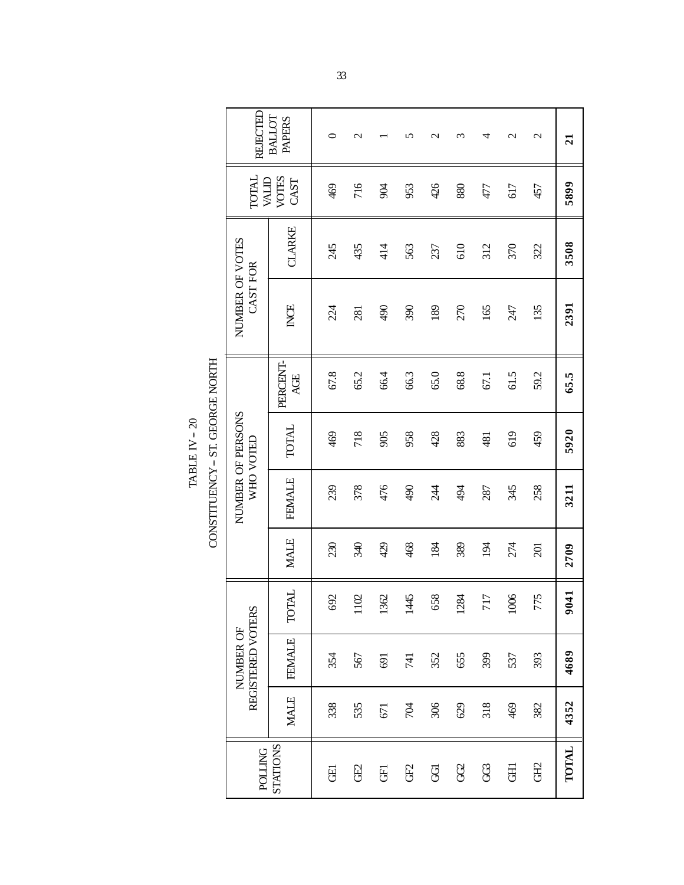TABLE IV – 20

CONSTITUENCY – ST. GEORGE NORTH

| POLLING STATIONS | NUMBER OF REGISTERED VOTERS | | | NUMBER OF PERSONS WHO VOTED | | | | NUMBER OF VOTES CAST FOR | | TOTAL VALID VOTES CAST | REJECTED BALLOT PAPERS |
|---|---|---|---|---|---|---|---|---|---|---|---|
| | MALE | FEMALE | TOTAL | MALE | FEMALE | TOTAL | PERCENT-AGE | INCE | CLARKE | | |
| GE1 | 338 | 354 | 692 | 230 | 239 | 469 | 67.8 | 224 | 245 | 469 | 0 |
| GE2 | 535 | 567 | 1102 | 340 | 378 | 718 | 65.2 | 281 | 435 | 716 | 2 |
| GF1 | 671 | 691 | 1362 | 429 | 476 | 905 | 66.4 | 490 | 414 | 904 | 1 |
| GF2 | 704 | 741 | 1445 | 468 | 490 | 958 | 66.3 | 390 | 563 | 953 | 5 |
| GG1 | 306 | 352 | 658 | 184 | 244 | 428 | 65.0 | 189 | 237 | 426 | 2 |
| GG2 | 629 | 655 | 1284 | 389 | 494 | 883 | 68.8 | 270 | 610 | 880 | 3 |
| GG3 | 318 | 399 | 717 | 194 | 287 | 481 | 67.1 | 165 | 312 | 477 | 4 |
| GH1 | 469 | 537 | 1006 | 274 | 345 | 619 | 61.5 | 247 | 370 | 617 | 2 |
| GH2 | 382 | 393 | 775 | 201 | 258 | 459 | 59.2 | 135 | 322 | 457 | 2 |
| **TOTAL** | **4352** | **4689** | **9041** | **2709** | **3211** | **5920** | **65.5** | **2391** | **3508** | **5899** | **21** |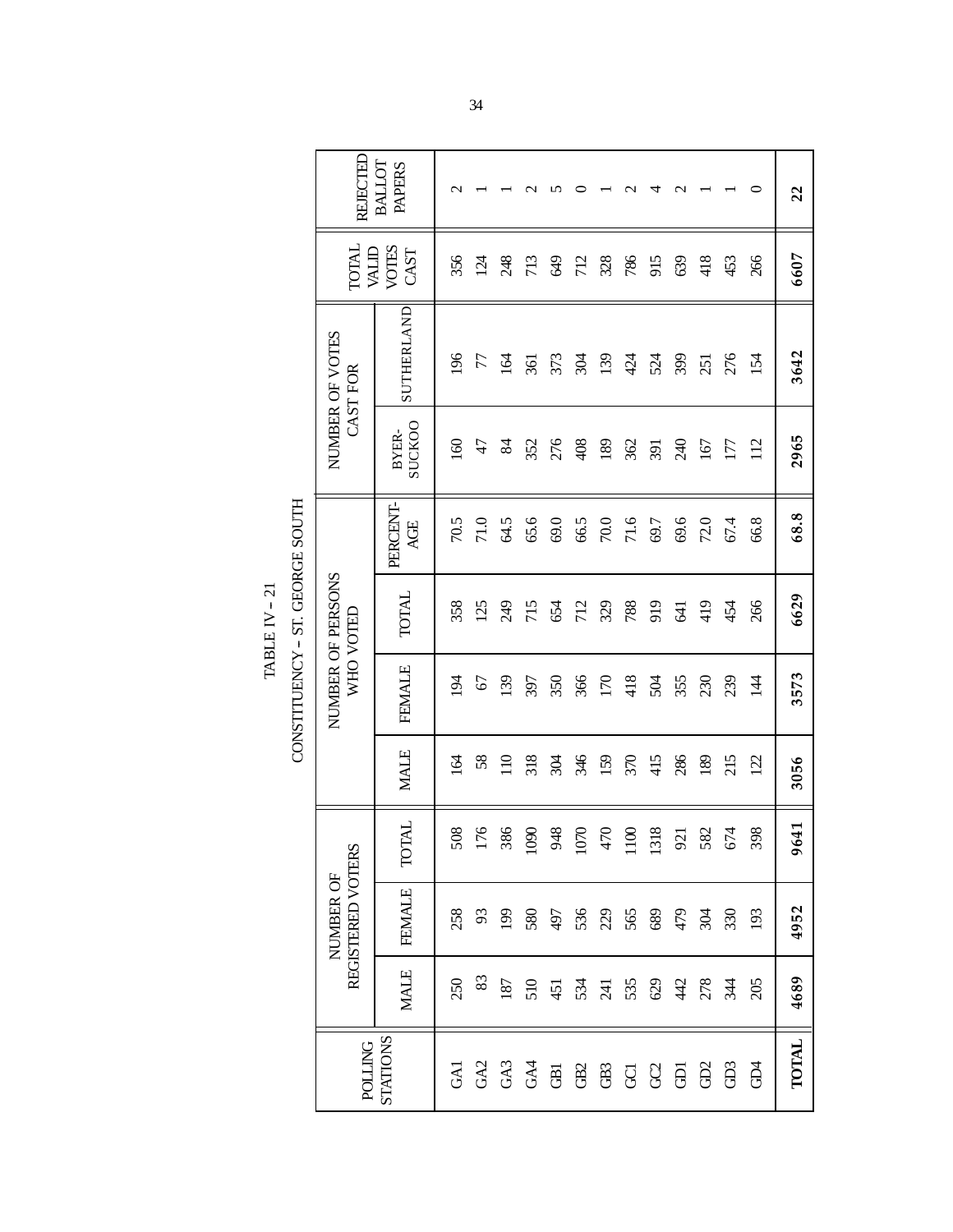TABLE IV – 21

CONSTITUENCY – ST. GEORGE SOUTH

| POLLING STATIONS | NUMBER OF REGISTERED VOTERS | | | NUMBER OF PERSONS WHO VOTED | | | | NUMBER OF VOTES CAST FOR | | TOTAL VALID VOTES CAST | REJECTED BALLOT PAPERS |
|---|---|---|---|---|---|---|---|---|---|---|---|
| | MALE | FEMALE | TOTAL | MALE | FEMALE | TOTAL | PERCENT-AGE | BYER-SUCKOO | SUTHERLAND | | |
| GA1 | 250 | 258 | 508 | 164 | 194 | 358 | 70.5 | 160 | 196 | 356 | 2 |
| GA2 | 83 | 93 | 176 | 58 | 67 | 125 | 71.0 | 47 | 77 | 124 | 1 |
| GA3 | 187 | 199 | 386 | 110 | 139 | 249 | 64.5 | 84 | 164 | 248 | 1 |
| GA4 | 510 | 580 | 1090 | 318 | 397 | 715 | 65.6 | 352 | 361 | 713 | 2 |
| GB1 | 451 | 497 | 948 | 304 | 350 | 654 | 69.0 | 276 | 373 | 649 | 5 |
| GB2 | 534 | 536 | 1070 | 346 | 366 | 712 | 66.5 | 408 | 304 | 712 | 0 |
| GB3 | 241 | 229 | 470 | 159 | 170 | 329 | 70.0 | 189 | 139 | 328 | 1 |
| GC1 | 535 | 565 | 1100 | 370 | 418 | 788 | 71.6 | 362 | 424 | 786 | 2 |
| GC2 | 629 | 689 | 1318 | 415 | 504 | 919 | 69.7 | 391 | 524 | 915 | 4 |
| GD1 | 442 | 479 | 921 | 286 | 355 | 641 | 69.6 | 240 | 399 | 639 | 2 |
| GD2 | 278 | 304 | 582 | 189 | 230 | 419 | 72.0 | 167 | 251 | 418 | 1 |
| GD3 | 344 | 330 | 674 | 215 | 239 | 454 | 67.4 | 177 | 276 | 453 | 1 |
| GD4 | 205 | 193 | 398 | 122 | 144 | 266 | 66.8 | 112 | 154 | 266 | 0 |
| **TOTAL** | **4689** | **4952** | **9641** | **3056** | **3573** | **6629** | **68.8** | **2965** | **3642** | **6607** | **22** |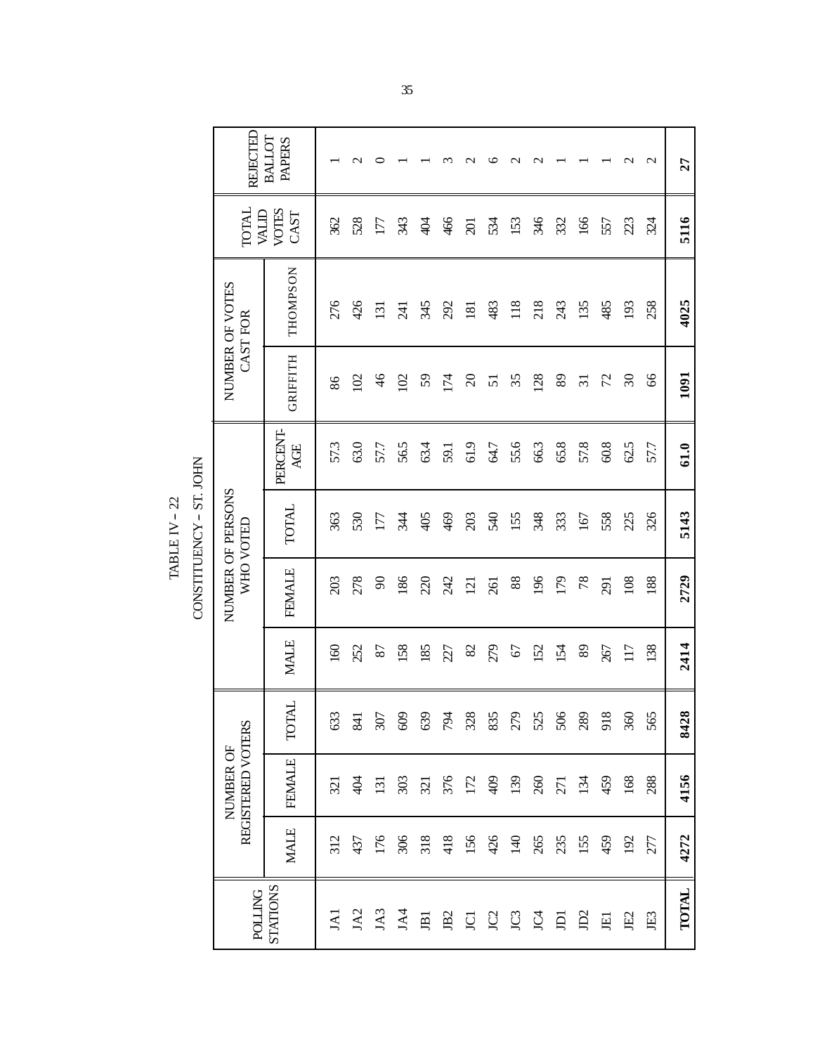# TABLE IV – 22

## CONSTITUENCY – ST. JOHN

| POLLING STATIONS | NUMBER OF REGISTERED VOTERS | | | NUMBER OF PERSONS WHO VOTED | | | | NUMBER OF VOTES CAST FOR | | TOTAL VALID VOTES CAST | REJECTED BALLOT PAPERS |
|---|---|---|---|---|---|---|---|---|---|---|---|
| | MALE | FEMALE | TOTAL | MALE | FEMALE | TOTAL | PERCENT-AGE | GRIFFITH | THOMPSON | | |
| JA1 | 312 | 321 | 633 | 160 | 203 | 363 | 57.3 | 86 | 276 | 362 | 1 |
| JA2 | 437 | 404 | 841 | 252 | 278 | 530 | 63.0 | 102 | 426 | 528 | 2 |
| JA3 | 176 | 131 | 307 | 87 | 90 | 177 | 57.7 | 46 | 131 | 177 | 0 |
| JA4 | 306 | 303 | 609 | 158 | 186 | 344 | 56.5 | 102 | 241 | 343 | 1 |
| JB1 | 318 | 321 | 639 | 185 | 220 | 405 | 63.4 | 59 | 345 | 404 | 1 |
| JB2 | 418 | 376 | 794 | 227 | 242 | 469 | 59.1 | 174 | 292 | 466 | 3 |
| JC1 | 156 | 172 | 328 | 82 | 121 | 203 | 61.9 | 20 | 181 | 201 | 2 |
| JC2 | 426 | 409 | 835 | 279 | 261 | 540 | 64.7 | 51 | 483 | 534 | 6 |
| JC3 | 140 | 139 | 279 | 67 | 88 | 155 | 55.6 | 35 | 118 | 153 | 2 |
| JC4 | 265 | 260 | 525 | 152 | 196 | 348 | 66.3 | 128 | 218 | 346 | 2 |
| JD1 | 235 | 271 | 506 | 154 | 179 | 333 | 65.8 | 89 | 243 | 332 | 1 |
| JD2 | 155 | 134 | 289 | 89 | 78 | 167 | 57.8 | 31 | 135 | 166 | 1 |
| JE1 | 459 | 459 | 918 | 267 | 291 | 558 | 60.8 | 72 | 485 | 557 | 1 |
| JE2 | 192 | 168 | 360 | 117 | 108 | 225 | 62.5 | 30 | 193 | 223 | 2 |
| JE3 | 277 | 288 | 565 | 138 | 188 | 326 | 57.7 | 66 | 258 | 324 | 2 |
| **TOTAL** | **4272** | **4156** | **8428** | **2414** | **2729** | **5143** | **61.0** | **1091** | **4025** | **5116** | **27** |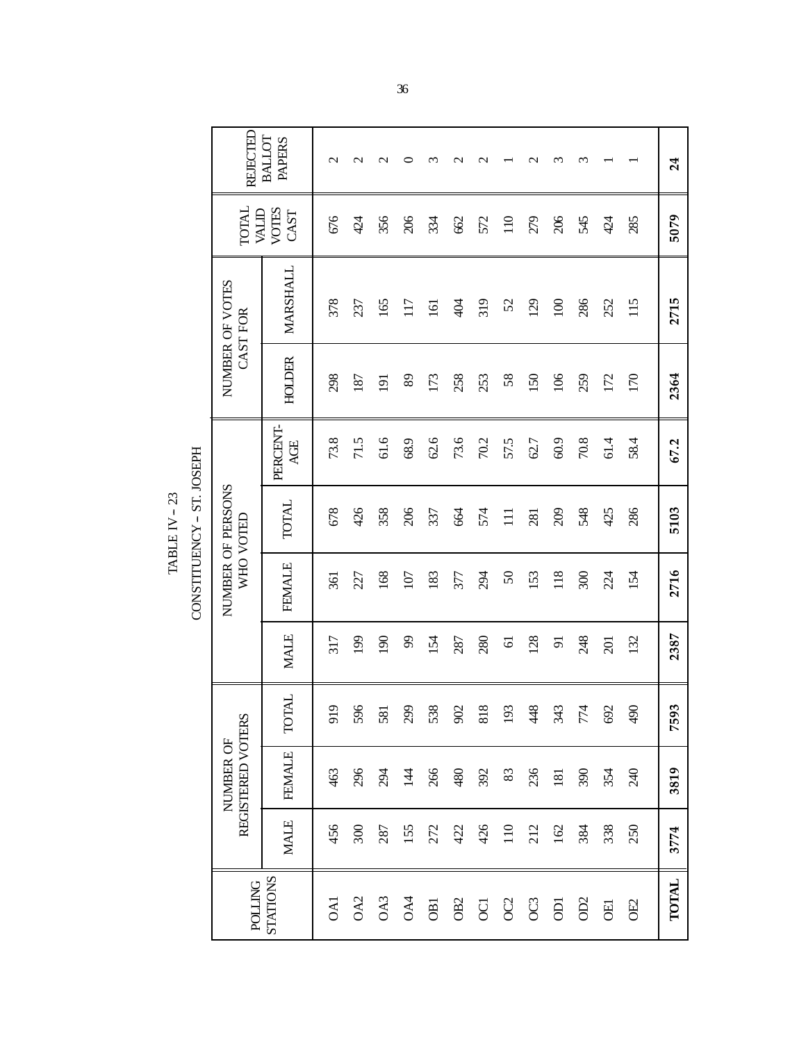# TABLE IV – 23

## CONSTITUENCY – ST. JOSEPH

| POLLING STATIONS | NUMBER OF REGISTERED VOTERS | | | NUMBER OF PERSONS WHO VOTED | | | | NUMBER OF VOTES CAST FOR | | TOTAL VALID VOTES CAST | REJECTED BALLOT PAPERS |
|---|---|---|---|---|---|---|---|---|---|---|---|
| | MALE | FEMALE | TOTAL | MALE | FEMALE | TOTAL | PERCENT-AGE | HOLDER | MARSHALL | | |
| OA1 | 456 | 463 | 919 | 317 | 361 | 678 | 73.8 | 298 | 378 | 676 | 2 |
| OA2 | 300 | 296 | 596 | 199 | 227 | 426 | 71.5 | 187 | 237 | 424 | 2 |
| OA3 | 287 | 294 | 581 | 190 | 168 | 358 | 61.6 | 191 | 165 | 356 | 2 |
| OA4 | 155 | 144 | 299 | 99 | 107 | 206 | 68.9 | 89 | 117 | 206 | 0 |
| OB1 | 272 | 266 | 538 | 154 | 183 | 337 | 62.6 | 173 | 161 | 334 | 3 |
| OB2 | 422 | 480 | 902 | 287 | 377 | 664 | 73.6 | 258 | 404 | 662 | 2 |
| OC1 | 426 | 392 | 818 | 280 | 294 | 574 | 70.2 | 253 | 319 | 572 | 2 |
| OC2 | 110 | 83 | 193 | 61 | 50 | 111 | 57.5 | 58 | 52 | 110 | 1 |
| OC3 | 212 | 236 | 448 | 128 | 153 | 281 | 62.7 | 150 | 129 | 279 | 2 |
| OD1 | 162 | 181 | 343 | 91 | 118 | 209 | 60.9 | 106 | 100 | 206 | 3 |
| OD2 | 384 | 390 | 774 | 248 | 300 | 548 | 70.8 | 259 | 286 | 545 | 3 |
| OE1 | 338 | 354 | 692 | 201 | 224 | 425 | 61.4 | 172 | 252 | 424 | 1 |
| OE2 | 250 | 240 | 490 | 132 | 154 | 286 | 58.4 | 170 | 115 | 285 | 1 |
| **TOTAL** | **3774** | **3819** | **7593** | **2387** | **2716** | **5103** | **67.2** | **2364** | **2715** | **5079** | **24** |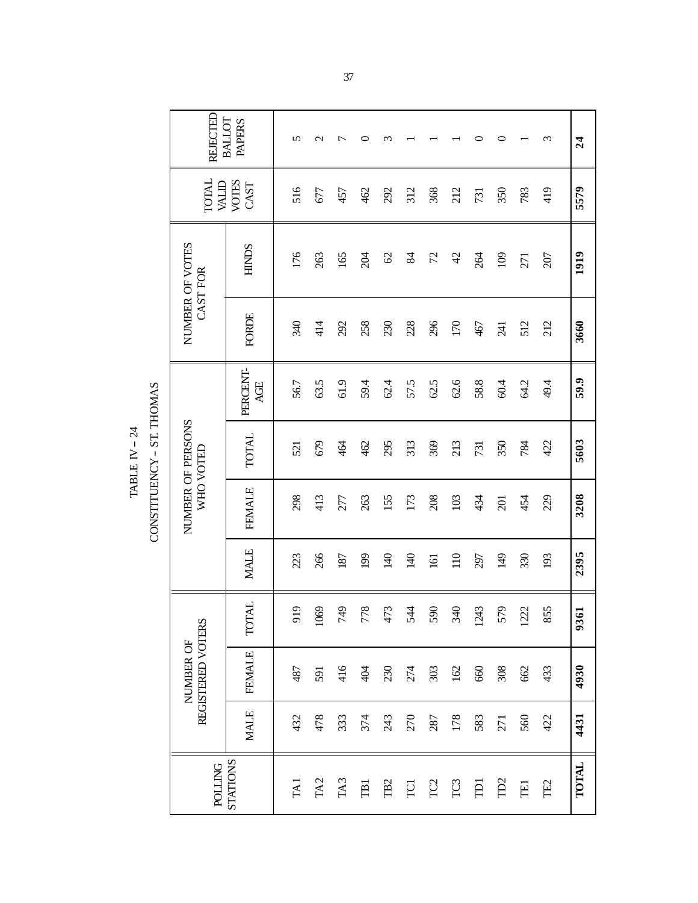# TABLE IV – 24

## CONSTITUENCY – ST. THOMAS

| POLLING STATIONS | NUMBER OF REGISTERED VOTERS | | | NUMBER OF PERSONS WHO VOTED | | | | NUMBER OF VOTES CAST FOR | | TOTAL VALID VOTES CAST | REJECTED BALLOT PAPERS |
|---|---|---|---|---|---|---|---|---|---|---|---|
| | MALE | FEMALE | TOTAL | MALE | FEMALE | TOTAL | PERCENT-AGE | FORDE | HINDS | | |
| TA1 | 432 | 487 | 919 | 223 | 298 | 521 | 56.7 | 340 | 176 | 516 | 5 |
| TA2 | 478 | 591 | 1069 | 266 | 413 | 679 | 63.5 | 414 | 263 | 677 | 2 |
| TA3 | 333 | 416 | 749 | 187 | 277 | 464 | 61.9 | 292 | 165 | 457 | 7 |
| TB1 | 374 | 404 | 778 | 199 | 263 | 462 | 59.4 | 258 | 204 | 462 | 0 |
| TB2 | 243 | 230 | 473 | 140 | 155 | 295 | 62.4 | 230 | 62 | 292 | 3 |
| TC1 | 270 | 274 | 544 | 140 | 173 | 313 | 57.5 | 228 | 84 | 312 | 1 |
| TC2 | 287 | 303 | 590 | 161 | 208 | 369 | 62.5 | 296 | 72 | 368 | 1 |
| TC3 | 178 | 162 | 340 | 110 | 103 | 213 | 62.6 | 170 | 42 | 212 | 1 |
| TD1 | 583 | 660 | 1243 | 297 | 434 | 731 | 58.8 | 467 | 264 | 731 | 0 |
| TD2 | 271 | 308 | 579 | 149 | 201 | 350 | 60.4 | 241 | 109 | 350 | 0 |
| TE1 | 560 | 662 | 1222 | 330 | 454 | 784 | 64.2 | 512 | 271 | 783 | 1 |
| TE2 | 422 | 433 | 855 | 193 | 229 | 422 | 49.4 | 212 | 207 | 419 | 3 |
| **TOTAL** | **4431** | **4930** | **9361** | **2395** | **3208** | **5603** | **59.9** | **3660** | **1919** | **5579** | **24** |